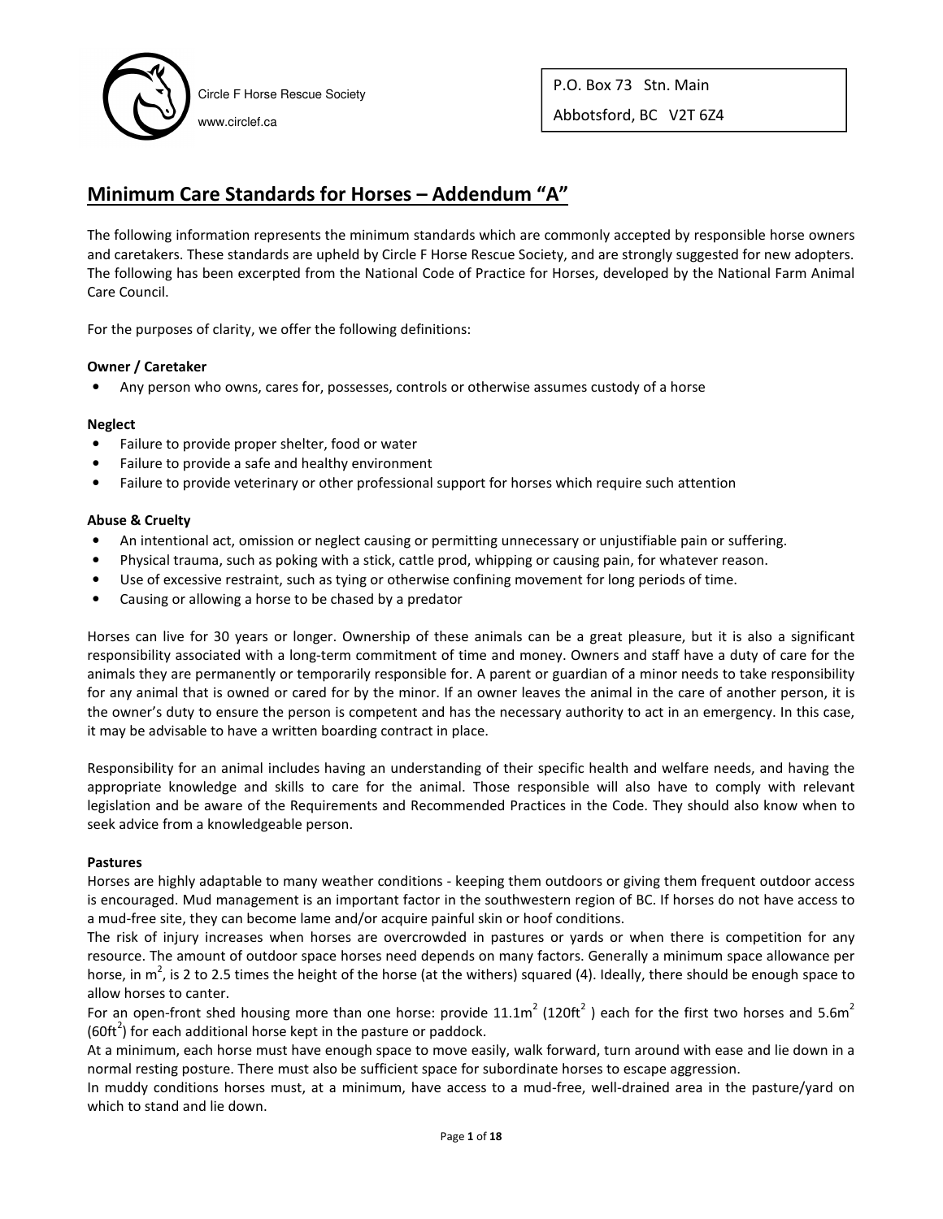Circle F Horse Rescue Society

www.circlef.ca

P.O. Box 73 Stn. Main

Abbotsford, BC V2T 6Z4

# Minimum Care Standards for Horses – Addendum "A"

The following information represents the minimum standards which are commonly accepted by responsible horse owners and caretakers. These standards are upheld by Circle F Horse Rescue Society, and are strongly suggested for new adopters. The following has been excerpted from the National Code of Practice for Horses, developed by the National Farm Animal Care Council.

For the purposes of clarity, we offer the following definitions:

**Owner / Caretaker**

- Any person who owns, cares for, possesses, controls or otherwise assumes custody of a horse

**Neglect**

- Failure to provide proper shelter, food or water
- Failure to provide a safe and healthy environment
- Failure to provide veterinary or other professional support for horses which require such attention

**Abuse & Cruelty**

- An intentional act, omission or neglect causing or permitting unnecessary or unjustifiable pain or suffering.
- Physical trauma, such as poking with a stick, cattle prod, whipping or causing pain, for whatever reason.
- Use of excessive restraint, such as tying or otherwise confining movement for long periods of time.
- Causing or allowing a horse to be chased by a predator

Horses can live for 30 years or longer. Ownership of these animals can be a great pleasure, but it is also a significant responsibility associated with a long-term commitment of time and money. Owners and staff have a duty of care for the animals they are permanently or temporarily responsible for. A parent or guardian of a minor needs to take responsibility for any animal that is owned or cared for by the minor. If an owner leaves the animal in the care of another person, it is the owner's duty to ensure the person is competent and has the necessary authority to act in an emergency. In this case, it may be advisable to have a written boarding contract in place.

Responsibility for an animal includes having an understanding of their specific health and welfare needs, and having the appropriate knowledge and skills to care for the animal. Those responsible will also have to comply with relevant legislation and be aware of the Requirements and Recommended Practices in the Code. They should also know when to seek advice from a knowledgeable person.

**Pastures**

Horses are highly adaptable to many weather conditions - keeping them outdoors or giving them frequent outdoor access is encouraged. Mud management is an important factor in the southwestern region of BC. If horses do not have access to a mud-free site, they can become lame and/or acquire painful skin or hoof conditions.

The risk of injury increases when horses are overcrowded in pastures or yards or when there is competition for any resource. The amount of outdoor space horses need depends on many factors. Generally a minimum space allowance per horse, in $m^2$, is 2 to 2.5 times the height of the horse (at the withers) squared (4). Ideally, there should be enough space to allow horses to canter.

For an open-front shed housing more than one horse: provide $11.1m^2$ ($120ft^2$) each for the first two horses and $5.6m^2$ ($60ft^2$) for each additional horse kept in the pasture or paddock.

At a minimum, each horse must have enough space to move easily, walk forward, turn around with ease and lie down in a normal resting posture. There must also be sufficient space for subordinate horses to escape aggression.

In muddy conditions horses must, at a minimum, have access to a mud-free, well-drained area in the pasture/yard on which to stand and lie down.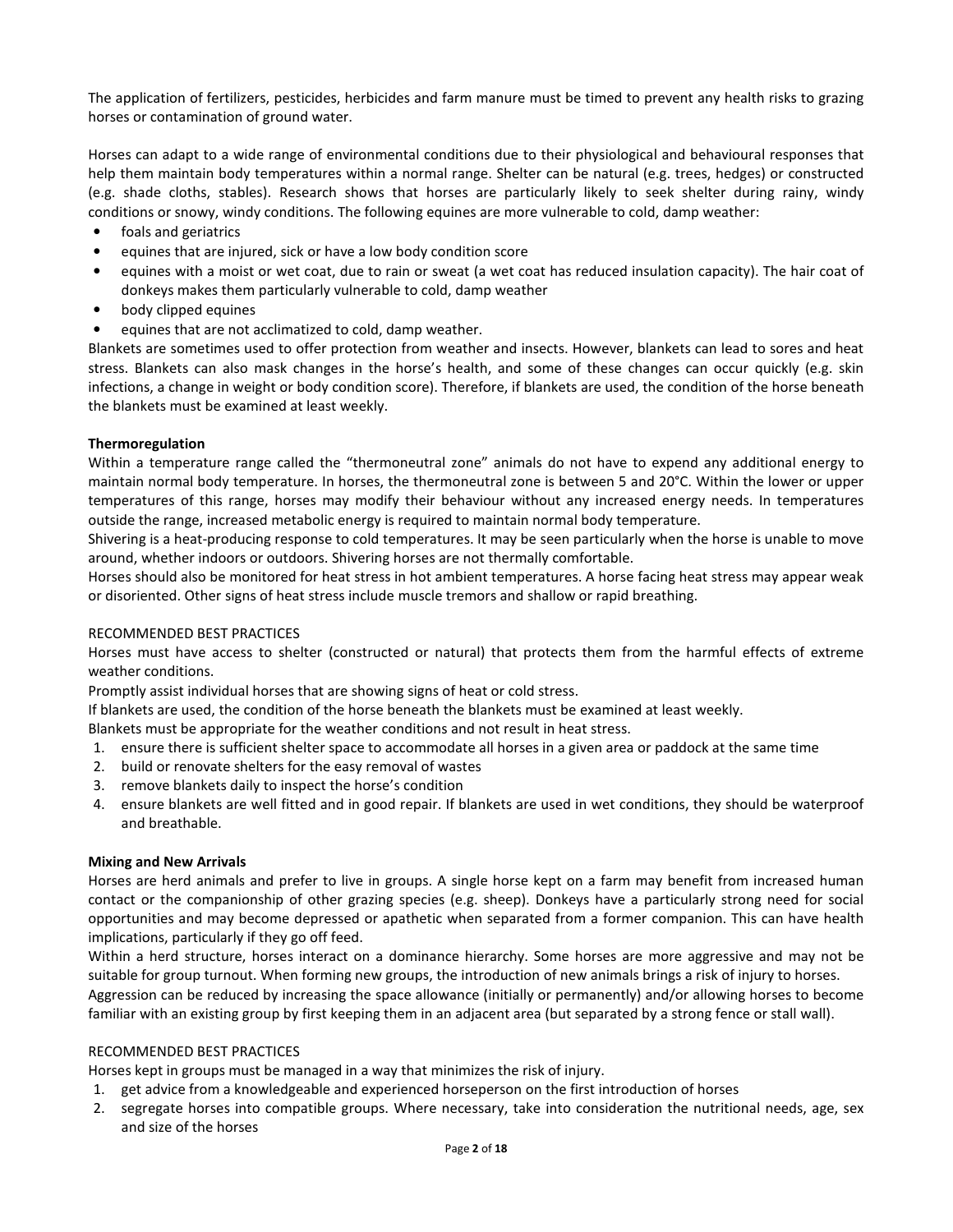The application of fertilizers, pesticides, herbicides and farm manure must be timed to prevent any health risks to grazing horses or contamination of ground water.

Horses can adapt to a wide range of environmental conditions due to their physiological and behavioural responses that help them maintain body temperatures within a normal range. Shelter can be natural (e.g. trees, hedges) or constructed (e.g. shade cloths, stables). Research shows that horses are particularly likely to seek shelter during rainy, windy conditions or snowy, windy conditions. The following equines are more vulnerable to cold, damp weather:

- foals and geriatrics
- equines that are injured, sick or have a low body condition score
- equines with a moist or wet coat, due to rain or sweat (a wet coat has reduced insulation capacity). The hair coat of donkeys makes them particularly vulnerable to cold, damp weather
- body clipped equines
- equines that are not acclimatized to cold, damp weather.

Blankets are sometimes used to offer protection from weather and insects. However, blankets can lead to sores and heat stress. Blankets can also mask changes in the horse's health, and some of these changes can occur quickly (e.g. skin infections, a change in weight or body condition score). Therefore, if blankets are used, the condition of the horse beneath the blankets must be examined at least weekly.

**Thermoregulation**

Within a temperature range called the "thermoneutral zone" animals do not have to expend any additional energy to maintain normal body temperature. In horses, the thermoneutral zone is between 5 and 20°C. Within the lower or upper temperatures of this range, horses may modify their behaviour without any increased energy needs. In temperatures outside the range, increased metabolic energy is required to maintain normal body temperature.

Shivering is a heat-producing response to cold temperatures. It may be seen particularly when the horse is unable to move around, whether indoors or outdoors. Shivering horses are not thermally comfortable.

Horses should also be monitored for heat stress in hot ambient temperatures. A horse facing heat stress may appear weak or disoriented. Other signs of heat stress include muscle tremors and shallow or rapid breathing.

RECOMMENDED BEST PRACTICES

Horses must have access to shelter (constructed or natural) that protects them from the harmful effects of extreme weather conditions.

Promptly assist individual horses that are showing signs of heat or cold stress.

If blankets are used, the condition of the horse beneath the blankets must be examined at least weekly.

Blankets must be appropriate for the weather conditions and not result in heat stress.

1. ensure there is sufficient shelter space to accommodate all horses in a given area or paddock at the same time
2. build or renovate shelters for the easy removal of wastes
3. remove blankets daily to inspect the horse's condition
4. ensure blankets are well fitted and in good repair. If blankets are used in wet conditions, they should be waterproof and breathable.

**Mixing and New Arrivals**

Horses are herd animals and prefer to live in groups. A single horse kept on a farm may benefit from increased human contact or the companionship of other grazing species (e.g. sheep). Donkeys have a particularly strong need for social opportunities and may become depressed or apathetic when separated from a former companion. This can have health implications, particularly if they go off feed.

Within a herd structure, horses interact on a dominance hierarchy. Some horses are more aggressive and may not be suitable for group turnout. When forming new groups, the introduction of new animals brings a risk of injury to horses.

Aggression can be reduced by increasing the space allowance (initially or permanently) and/or allowing horses to become familiar with an existing group by first keeping them in an adjacent area (but separated by a strong fence or stall wall).

RECOMMENDED BEST PRACTICES

Horses kept in groups must be managed in a way that minimizes the risk of injury.

1. get advice from a knowledgeable and experienced horseperson on the first introduction of horses
2. segregate horses into compatible groups. Where necessary, take into consideration the nutritional needs, age, sex and size of the horses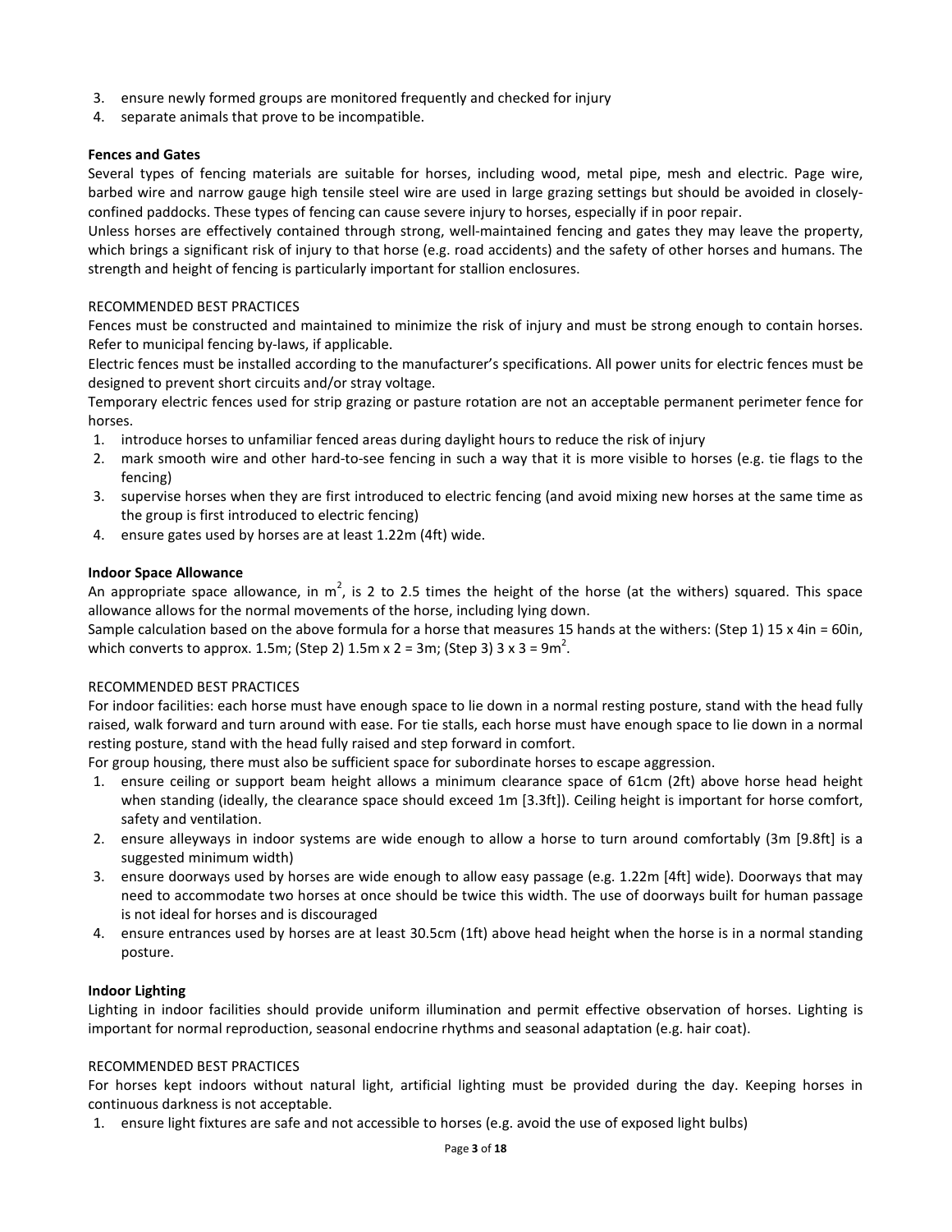3. ensure newly formed groups are monitored frequently and checked for injury
4. separate animals that prove to be incompatible.

**Fences and Gates**

Several types of fencing materials are suitable for horses, including wood, metal pipe, mesh and electric. Page wire, barbed wire and narrow gauge high tensile steel wire are used in large grazing settings but should be avoided in closely-confined paddocks. These types of fencing can cause severe injury to horses, especially if in poor repair.

Unless horses are effectively contained through strong, well-maintained fencing and gates they may leave the property, which brings a significant risk of injury to that horse (e.g. road accidents) and the safety of other horses and humans. The strength and height of fencing is particularly important for stallion enclosures.

RECOMMENDED BEST PRACTICES

Fences must be constructed and maintained to minimize the risk of injury and must be strong enough to contain horses. Refer to municipal fencing by-laws, if applicable.

Electric fences must be installed according to the manufacturer's specifications. All power units for electric fences must be designed to prevent short circuits and/or stray voltage.

Temporary electric fences used for strip grazing or pasture rotation are not an acceptable permanent perimeter fence for horses.

1. introduce horses to unfamiliar fenced areas during daylight hours to reduce the risk of injury
2. mark smooth wire and other hard-to-see fencing in such a way that it is more visible to horses (e.g. tie flags to the fencing)
3. supervise horses when they are first introduced to electric fencing (and avoid mixing new horses at the same time as the group is first introduced to electric fencing)
4. ensure gates used by horses are at least 1.22m (4ft) wide.

**Indoor Space Allowance**

An appropriate space allowance, in $m^2$, is 2 to 2.5 times the height of the horse (at the withers) squared. This space allowance allows for the normal movements of the horse, including lying down.

Sample calculation based on the above formula for a horse that measures 15 hands at the withers: (Step 1) 15 x 4in = 60in, which converts to approx. 1.5m; (Step 2) 1.5m x 2 = 3m; (Step 3) 3 x 3 = 9$m^2$.

RECOMMENDED BEST PRACTICES

For indoor facilities: each horse must have enough space to lie down in a normal resting posture, stand with the head fully raised, walk forward and turn around with ease. For tie stalls, each horse must have enough space to lie down in a normal resting posture, stand with the head fully raised and step forward in comfort.

For group housing, there must also be sufficient space for subordinate horses to escape aggression.

1. ensure ceiling or support beam height allows a minimum clearance space of 61cm (2ft) above horse head height when standing (ideally, the clearance space should exceed 1m [3.3ft]). Ceiling height is important for horse comfort, safety and ventilation.
2. ensure alleyways in indoor systems are wide enough to allow a horse to turn around comfortably (3m [9.8ft] is a suggested minimum width)
3. ensure doorways used by horses are wide enough to allow easy passage (e.g. 1.22m [4ft] wide). Doorways that may need to accommodate two horses at once should be twice this width. The use of doorways built for human passage is not ideal for horses and is discouraged
4. ensure entrances used by horses are at least 30.5cm (1ft) above head height when the horse is in a normal standing posture.

**Indoor Lighting**

Lighting in indoor facilities should provide uniform illumination and permit effective observation of horses. Lighting is important for normal reproduction, seasonal endocrine rhythms and seasonal adaptation (e.g. hair coat).

RECOMMENDED BEST PRACTICES

For horses kept indoors without natural light, artificial lighting must be provided during the day. Keeping horses in continuous darkness is not acceptable.

1. ensure light fixtures are safe and not accessible to horses (e.g. avoid the use of exposed light bulbs)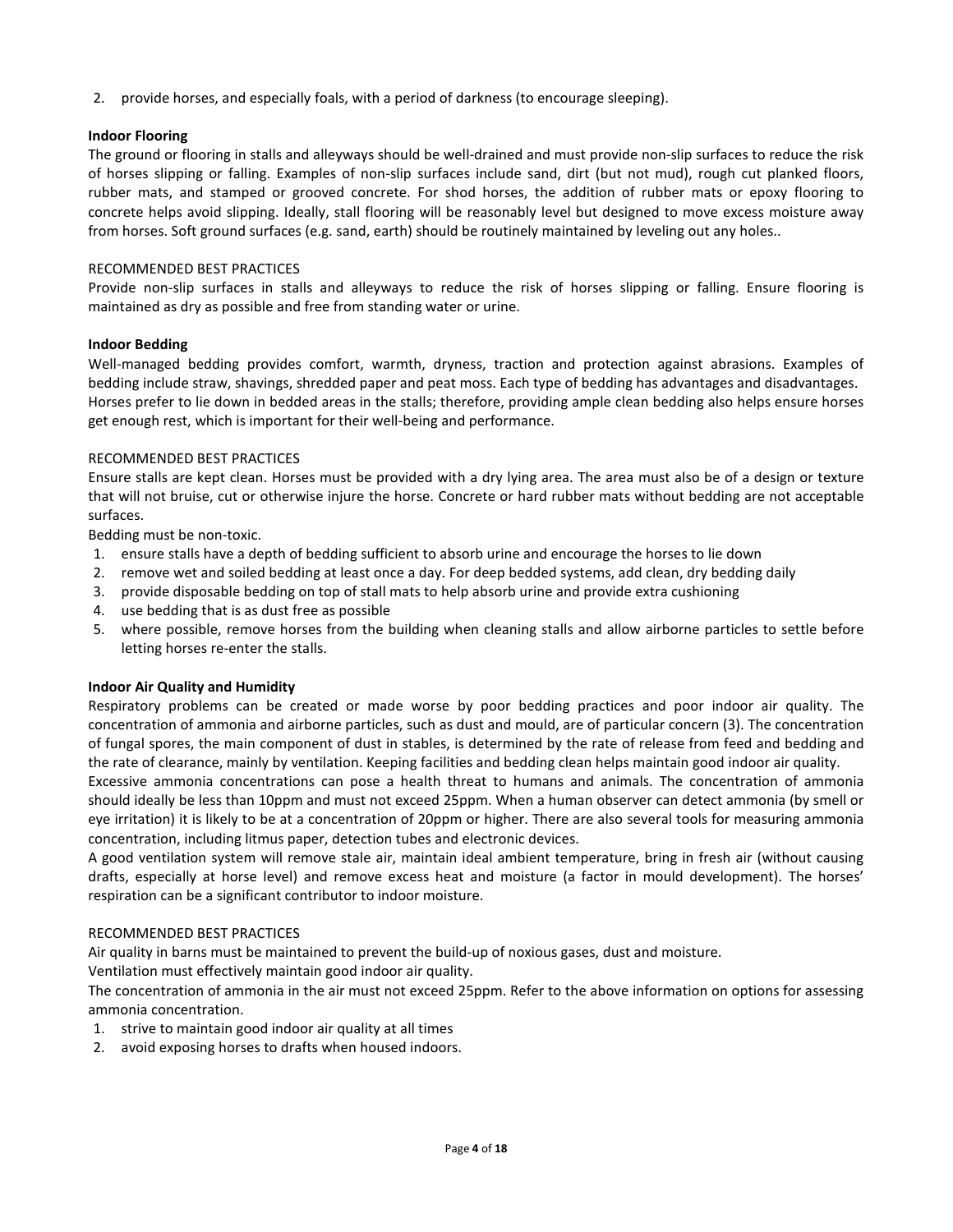2. provide horses, and especially foals, with a period of darkness (to encourage sleeping).

**Indoor Flooring**

The ground or flooring in stalls and alleyways should be well-drained and must provide non-slip surfaces to reduce the risk of horses slipping or falling. Examples of non-slip surfaces include sand, dirt (but not mud), rough cut planked floors, rubber mats, and stamped or grooved concrete. For shod horses, the addition of rubber mats or epoxy flooring to concrete helps avoid slipping. Ideally, stall flooring will be reasonably level but designed to move excess moisture away from horses. Soft ground surfaces (e.g. sand, earth) should be routinely maintained by leveling out any holes..

RECOMMENDED BEST PRACTICES

Provide non-slip surfaces in stalls and alleyways to reduce the risk of horses slipping or falling. Ensure flooring is maintained as dry as possible and free from standing water or urine.

**Indoor Bedding**

Well-managed bedding provides comfort, warmth, dryness, traction and protection against abrasions. Examples of bedding include straw, shavings, shredded paper and peat moss. Each type of bedding has advantages and disadvantages. Horses prefer to lie down in bedded areas in the stalls; therefore, providing ample clean bedding also helps ensure horses get enough rest, which is important for their well-being and performance.

RECOMMENDED BEST PRACTICES

Ensure stalls are kept clean. Horses must be provided with a dry lying area. The area must also be of a design or texture that will not bruise, cut or otherwise injure the horse. Concrete or hard rubber mats without bedding are not acceptable surfaces.

Bedding must be non-toxic.

1. ensure stalls have a depth of bedding sufficient to absorb urine and encourage the horses to lie down
2. remove wet and soiled bedding at least once a day. For deep bedded systems, add clean, dry bedding daily
3. provide disposable bedding on top of stall mats to help absorb urine and provide extra cushioning
4. use bedding that is as dust free as possible
5. where possible, remove horses from the building when cleaning stalls and allow airborne particles to settle before letting horses re-enter the stalls.

**Indoor Air Quality and Humidity**

Respiratory problems can be created or made worse by poor bedding practices and poor indoor air quality. The concentration of ammonia and airborne particles, such as dust and mould, are of particular concern (3). The concentration of fungal spores, the main component of dust in stables, is determined by the rate of release from feed and bedding and the rate of clearance, mainly by ventilation. Keeping facilities and bedding clean helps maintain good indoor air quality.

Excessive ammonia concentrations can pose a health threat to humans and animals. The concentration of ammonia should ideally be less than 10ppm and must not exceed 25ppm. When a human observer can detect ammonia (by smell or eye irritation) it is likely to be at a concentration of 20ppm or higher. There are also several tools for measuring ammonia concentration, including litmus paper, detection tubes and electronic devices.

A good ventilation system will remove stale air, maintain ideal ambient temperature, bring in fresh air (without causing drafts, especially at horse level) and remove excess heat and moisture (a factor in mould development). The horses' respiration can be a significant contributor to indoor moisture.

RECOMMENDED BEST PRACTICES

Air quality in barns must be maintained to prevent the build-up of noxious gases, dust and moisture.

Ventilation must effectively maintain good indoor air quality.

The concentration of ammonia in the air must not exceed 25ppm. Refer to the above information on options for assessing ammonia concentration.

1. strive to maintain good indoor air quality at all times
2. avoid exposing horses to drafts when housed indoors.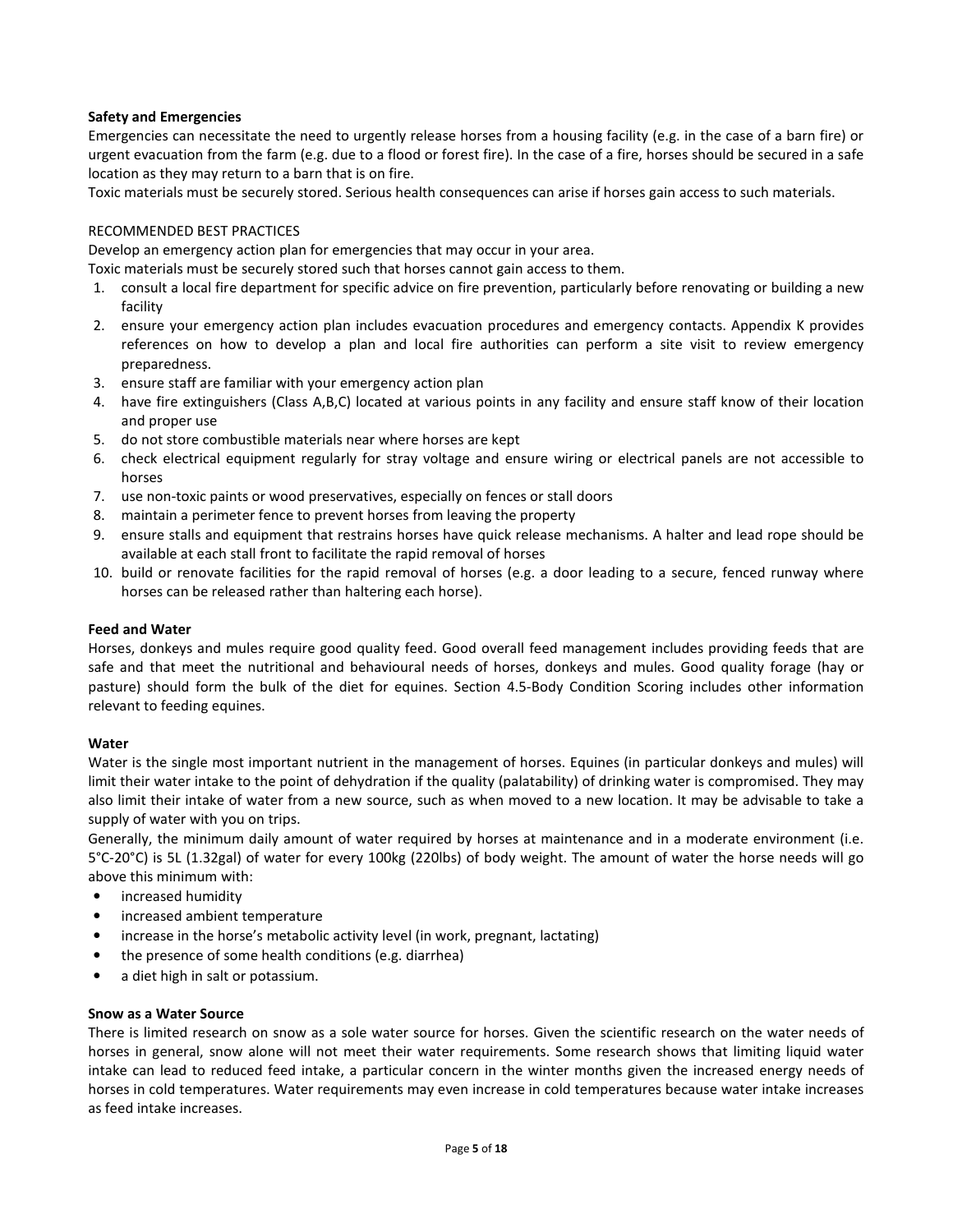**Safety and Emergencies**

Emergencies can necessitate the need to urgently release horses from a housing facility (e.g. in the case of a barn fire) or urgent evacuation from the farm (e.g. due to a flood or forest fire). In the case of a fire, horses should be secured in a safe location as they may return to a barn that is on fire.

Toxic materials must be securely stored. Serious health consequences can arise if horses gain access to such materials.

RECOMMENDED BEST PRACTICES

Develop an emergency action plan for emergencies that may occur in your area.

Toxic materials must be securely stored such that horses cannot gain access to them.

1. consult a local fire department for specific advice on fire prevention, particularly before renovating or building a new facility
2. ensure your emergency action plan includes evacuation procedures and emergency contacts. Appendix K provides references on how to develop a plan and local fire authorities can perform a site visit to review emergency preparedness.
3. ensure staff are familiar with your emergency action plan
4. have fire extinguishers (Class A,B,C) located at various points in any facility and ensure staff know of their location and proper use
5. do not store combustible materials near where horses are kept
6. check electrical equipment regularly for stray voltage and ensure wiring or electrical panels are not accessible to horses
7. use non-toxic paints or wood preservatives, especially on fences or stall doors
8. maintain a perimeter fence to prevent horses from leaving the property
9. ensure stalls and equipment that restrains horses have quick release mechanisms. A halter and lead rope should be available at each stall front to facilitate the rapid removal of horses
10. build or renovate facilities for the rapid removal of horses (e.g. a door leading to a secure, fenced runway where horses can be released rather than haltering each horse).

**Feed and Water**

Horses, donkeys and mules require good quality feed. Good overall feed management includes providing feeds that are safe and that meet the nutritional and behavioural needs of horses, donkeys and mules. Good quality forage (hay or pasture) should form the bulk of the diet for equines. Section 4.5-Body Condition Scoring includes other information relevant to feeding equines.

**Water**

Water is the single most important nutrient in the management of horses. Equines (in particular donkeys and mules) will limit their water intake to the point of dehydration if the quality (palatability) of drinking water is compromised. They may also limit their intake of water from a new source, such as when moved to a new location. It may be advisable to take a supply of water with you on trips.

Generally, the minimum daily amount of water required by horses at maintenance and in a moderate environment (i.e. 5°C-20°C) is 5L (1.32gal) of water for every 100kg (220lbs) of body weight. The amount of water the horse needs will go above this minimum with:

- increased humidity
- increased ambient temperature
- increase in the horse's metabolic activity level (in work, pregnant, lactating)
- the presence of some health conditions (e.g. diarrhea)
- a diet high in salt or potassium.

**Snow as a Water Source**

There is limited research on snow as a sole water source for horses. Given the scientific research on the water needs of horses in general, snow alone will not meet their water requirements. Some research shows that limiting liquid water intake can lead to reduced feed intake, a particular concern in the winter months given the increased energy needs of horses in cold temperatures. Water requirements may even increase in cold temperatures because water intake increases as feed intake increases.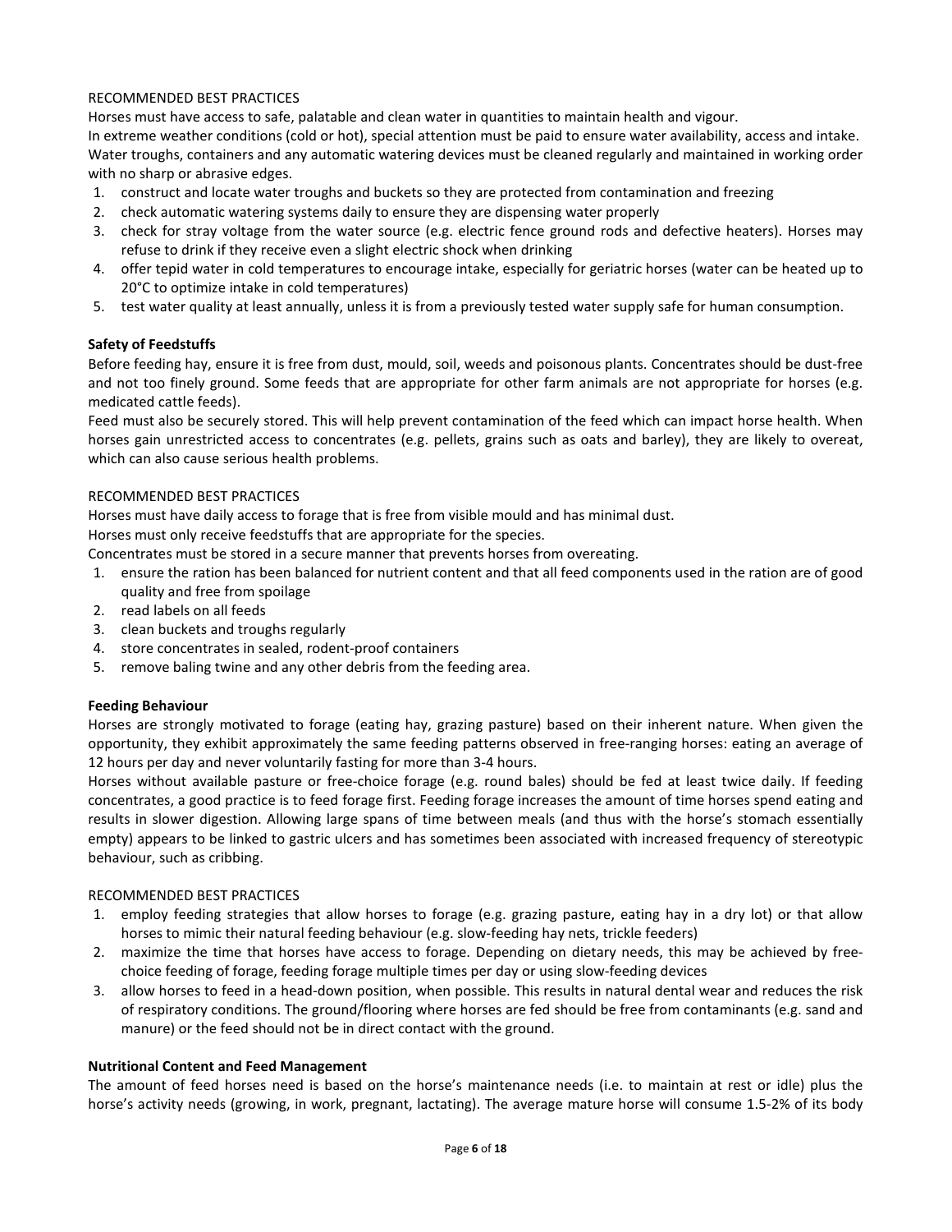RECOMMENDED BEST PRACTICES

Horses must have access to safe, palatable and clean water in quantities to maintain health and vigour.

In extreme weather conditions (cold or hot), special attention must be paid to ensure water availability, access and intake.

Water troughs, containers and any automatic watering devices must be cleaned regularly and maintained in working order with no sharp or abrasive edges.

1. construct and locate water troughs and buckets so they are protected from contamination and freezing
2. check automatic watering systems daily to ensure they are dispensing water properly
3. check for stray voltage from the water source (e.g. electric fence ground rods and defective heaters). Horses may refuse to drink if they receive even a slight electric shock when drinking
4. offer tepid water in cold temperatures to encourage intake, especially for geriatric horses (water can be heated up to 20°C to optimize intake in cold temperatures)
5. test water quality at least annually, unless it is from a previously tested water supply safe for human consumption.

**Safety of Feedstuffs**

Before feeding hay, ensure it is free from dust, mould, soil, weeds and poisonous plants. Concentrates should be dust-free and not too finely ground. Some feeds that are appropriate for other farm animals are not appropriate for horses (e.g. medicated cattle feeds).

Feed must also be securely stored. This will help prevent contamination of the feed which can impact horse health. When horses gain unrestricted access to concentrates (e.g. pellets, grains such as oats and barley), they are likely to overeat, which can also cause serious health problems.

RECOMMENDED BEST PRACTICES

Horses must have daily access to forage that is free from visible mould and has minimal dust.

Horses must only receive feedstuffs that are appropriate for the species.

Concentrates must be stored in a secure manner that prevents horses from overeating.

1. ensure the ration has been balanced for nutrient content and that all feed components used in the ration are of good quality and free from spoilage
2. read labels on all feeds
3. clean buckets and troughs regularly
4. store concentrates in sealed, rodent-proof containers
5. remove baling twine and any other debris from the feeding area.

**Feeding Behaviour**

Horses are strongly motivated to forage (eating hay, grazing pasture) based on their inherent nature. When given the opportunity, they exhibit approximately the same feeding patterns observed in free-ranging horses: eating an average of 12 hours per day and never voluntarily fasting for more than 3-4 hours.

Horses without available pasture or free-choice forage (e.g. round bales) should be fed at least twice daily. If feeding concentrates, a good practice is to feed forage first. Feeding forage increases the amount of time horses spend eating and results in slower digestion. Allowing large spans of time between meals (and thus with the horse's stomach essentially empty) appears to be linked to gastric ulcers and has sometimes been associated with increased frequency of stereotypic behaviour, such as cribbing.

RECOMMENDED BEST PRACTICES

1. employ feeding strategies that allow horses to forage (e.g. grazing pasture, eating hay in a dry lot) or that allow horses to mimic their natural feeding behaviour (e.g. slow-feeding hay nets, trickle feeders)
2. maximize the time that horses have access to forage. Depending on dietary needs, this may be achieved by free-choice feeding of forage, feeding forage multiple times per day or using slow-feeding devices
3. allow horses to feed in a head-down position, when possible. This results in natural dental wear and reduces the risk of respiratory conditions. The ground/flooring where horses are fed should be free from contaminants (e.g. sand and manure) or the feed should not be in direct contact with the ground.

**Nutritional Content and Feed Management**

The amount of feed horses need is based on the horse's maintenance needs (i.e. to maintain at rest or idle) plus the horse's activity needs (growing, in work, pregnant, lactating). The average mature horse will consume 1.5-2% of its body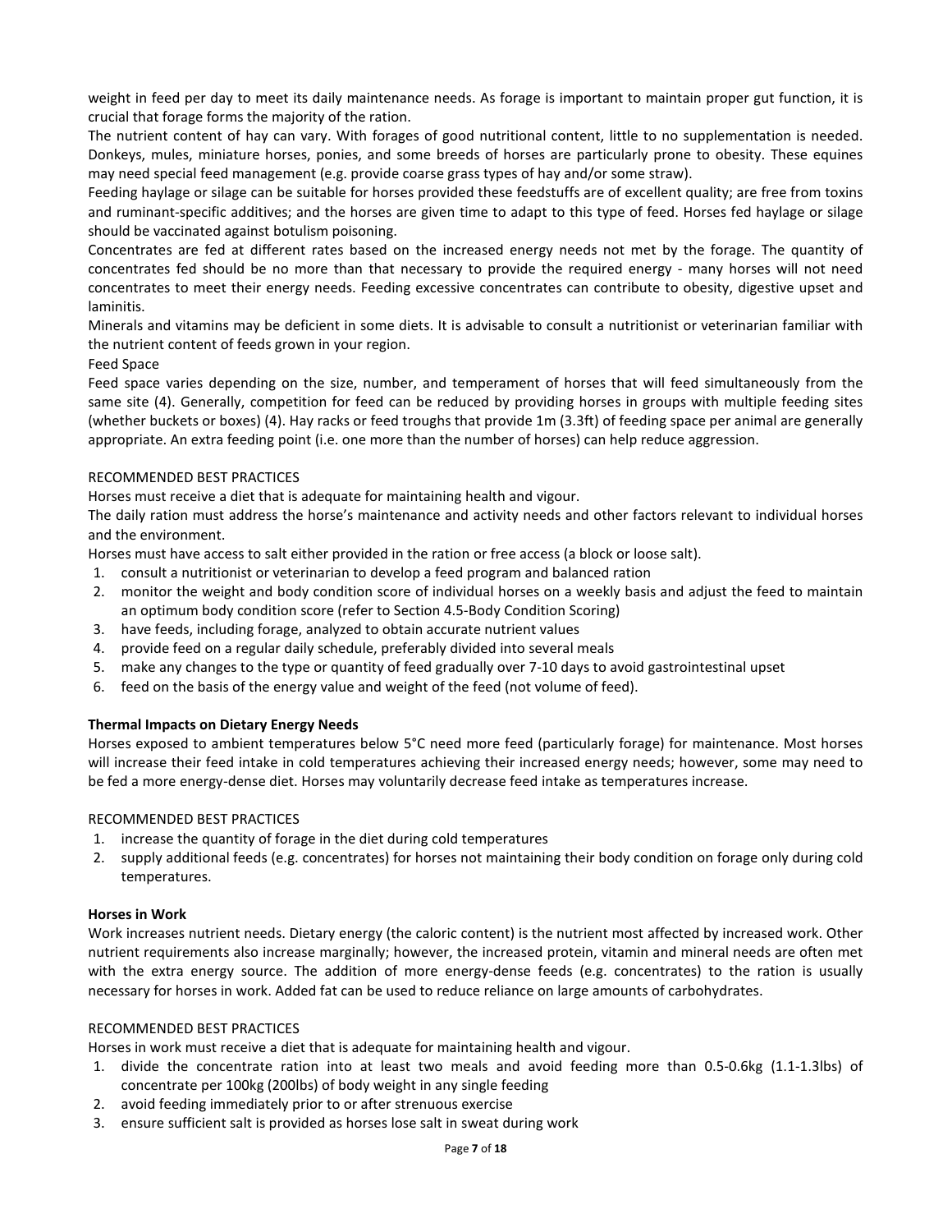weight in feed per day to meet its daily maintenance needs. As forage is important to maintain proper gut function, it is crucial that forage forms the majority of the ration.

The nutrient content of hay can vary. With forages of good nutritional content, little to no supplementation is needed. Donkeys, mules, miniature horses, ponies, and some breeds of horses are particularly prone to obesity. These equines may need special feed management (e.g. provide coarse grass types of hay and/or some straw).

Feeding haylage or silage can be suitable for horses provided these feedstuffs are of excellent quality; are free from toxins and ruminant-specific additives; and the horses are given time to adapt to this type of feed. Horses fed haylage or silage should be vaccinated against botulism poisoning.

Concentrates are fed at different rates based on the increased energy needs not met by the forage. The quantity of concentrates fed should be no more than that necessary to provide the required energy - many horses will not need concentrates to meet their energy needs. Feeding excessive concentrates can contribute to obesity, digestive upset and laminitis.

Minerals and vitamins may be deficient in some diets. It is advisable to consult a nutritionist or veterinarian familiar with the nutrient content of feeds grown in your region.

Feed Space

Feed space varies depending on the size, number, and temperament of horses that will feed simultaneously from the same site (4). Generally, competition for feed can be reduced by providing horses in groups with multiple feeding sites (whether buckets or boxes) (4). Hay racks or feed troughs that provide 1m (3.3ft) of feeding space per animal are generally appropriate. An extra feeding point (i.e. one more than the number of horses) can help reduce aggression.

RECOMMENDED BEST PRACTICES

Horses must receive a diet that is adequate for maintaining health and vigour.

The daily ration must address the horse's maintenance and activity needs and other factors relevant to individual horses and the environment.

Horses must have access to salt either provided in the ration or free access (a block or loose salt).

1. consult a nutritionist or veterinarian to develop a feed program and balanced ration
2. monitor the weight and body condition score of individual horses on a weekly basis and adjust the feed to maintain an optimum body condition score (refer to Section 4.5-Body Condition Scoring)
3. have feeds, including forage, analyzed to obtain accurate nutrient values
4. provide feed on a regular daily schedule, preferably divided into several meals
5. make any changes to the type or quantity of feed gradually over 7-10 days to avoid gastrointestinal upset
6. feed on the basis of the energy value and weight of the feed (not volume of feed).

**Thermal Impacts on Dietary Energy Needs**

Horses exposed to ambient temperatures below 5°C need more feed (particularly forage) for maintenance. Most horses will increase their feed intake in cold temperatures achieving their increased energy needs; however, some may need to be fed a more energy-dense diet. Horses may voluntarily decrease feed intake as temperatures increase.

RECOMMENDED BEST PRACTICES

1. increase the quantity of forage in the diet during cold temperatures
2. supply additional feeds (e.g. concentrates) for horses not maintaining their body condition on forage only during cold temperatures.

**Horses in Work**

Work increases nutrient needs. Dietary energy (the caloric content) is the nutrient most affected by increased work. Other nutrient requirements also increase marginally; however, the increased protein, vitamin and mineral needs are often met with the extra energy source. The addition of more energy-dense feeds (e.g. concentrates) to the ration is usually necessary for horses in work. Added fat can be used to reduce reliance on large amounts of carbohydrates.

RECOMMENDED BEST PRACTICES

Horses in work must receive a diet that is adequate for maintaining health and vigour.

1. divide the concentrate ration into at least two meals and avoid feeding more than 0.5-0.6kg (1.1-1.3lbs) of concentrate per 100kg (200lbs) of body weight in any single feeding
2. avoid feeding immediately prior to or after strenuous exercise
3. ensure sufficient salt is provided as horses lose salt in sweat during work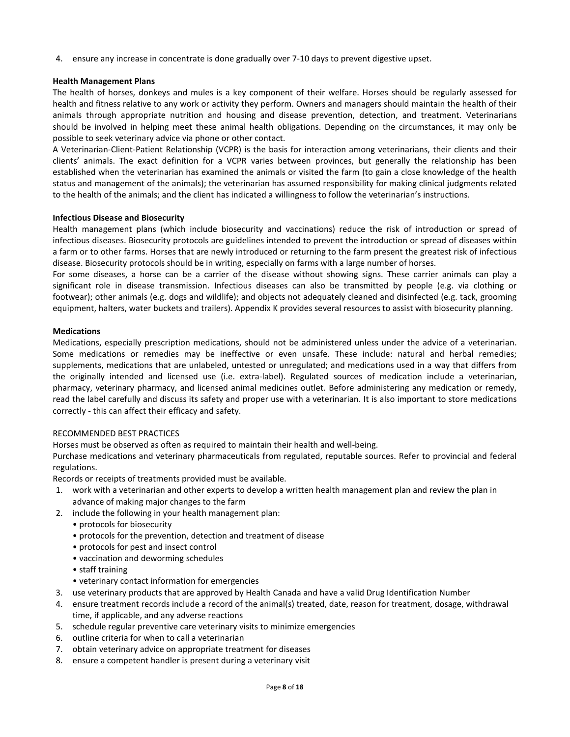4. ensure any increase in concentrate is done gradually over 7-10 days to prevent digestive upset.

**Health Management Plans**

The health of horses, donkeys and mules is a key component of their welfare. Horses should be regularly assessed for health and fitness relative to any work or activity they perform. Owners and managers should maintain the health of their animals through appropriate nutrition and housing and disease prevention, detection, and treatment. Veterinarians should be involved in helping meet these animal health obligations. Depending on the circumstances, it may only be possible to seek veterinary advice via phone or other contact.

A Veterinarian-Client-Patient Relationship (VCPR) is the basis for interaction among veterinarians, their clients and their clients' animals. The exact definition for a VCPR varies between provinces, but generally the relationship has been established when the veterinarian has examined the animals or visited the farm (to gain a close knowledge of the health status and management of the animals); the veterinarian has assumed responsibility for making clinical judgments related to the health of the animals; and the client has indicated a willingness to follow the veterinarian's instructions.

**Infectious Disease and Biosecurity**

Health management plans (which include biosecurity and vaccinations) reduce the risk of introduction or spread of infectious diseases. Biosecurity protocols are guidelines intended to prevent the introduction or spread of diseases within a farm or to other farms. Horses that are newly introduced or returning to the farm present the greatest risk of infectious disease. Biosecurity protocols should be in writing, especially on farms with a large number of horses.

For some diseases, a horse can be a carrier of the disease without showing signs. These carrier animals can play a significant role in disease transmission. Infectious diseases can also be transmitted by people (e.g. via clothing or footwear); other animals (e.g. dogs and wildlife); and objects not adequately cleaned and disinfected (e.g. tack, grooming equipment, halters, water buckets and trailers). Appendix K provides several resources to assist with biosecurity planning.

**Medications**

Medications, especially prescription medications, should not be administered unless under the advice of a veterinarian. Some medications or remedies may be ineffective or even unsafe. These include: natural and herbal remedies; supplements, medications that are unlabeled, untested or unregulated; and medications used in a way that differs from the originally intended and licensed use (i.e. extra-label). Regulated sources of medication include a veterinarian, pharmacy, veterinary pharmacy, and licensed animal medicines outlet. Before administering any medication or remedy, read the label carefully and discuss its safety and proper use with a veterinarian. It is also important to store medications correctly - this can affect their efficacy and safety.

RECOMMENDED BEST PRACTICES

Horses must be observed as often as required to maintain their health and well-being.

Purchase medications and veterinary pharmaceuticals from regulated, reputable sources. Refer to provincial and federal regulations.

Records or receipts of treatments provided must be available.

1. work with a veterinarian and other experts to develop a written health management plan and review the plan in advance of making major changes to the farm
2. include the following in your health management plan:
   - protocols for biosecurity
   - protocols for the prevention, detection and treatment of disease
   - protocols for pest and insect control
   - vaccination and deworming schedules
   - staff training
   - veterinary contact information for emergencies
3. use veterinary products that are approved by Health Canada and have a valid Drug Identification Number
4. ensure treatment records include a record of the animal(s) treated, date, reason for treatment, dosage, withdrawal time, if applicable, and any adverse reactions
5. schedule regular preventive care veterinary visits to minimize emergencies
6. outline criteria for when to call a veterinarian
7. obtain veterinary advice on appropriate treatment for diseases
8. ensure a competent handler is present during a veterinary visit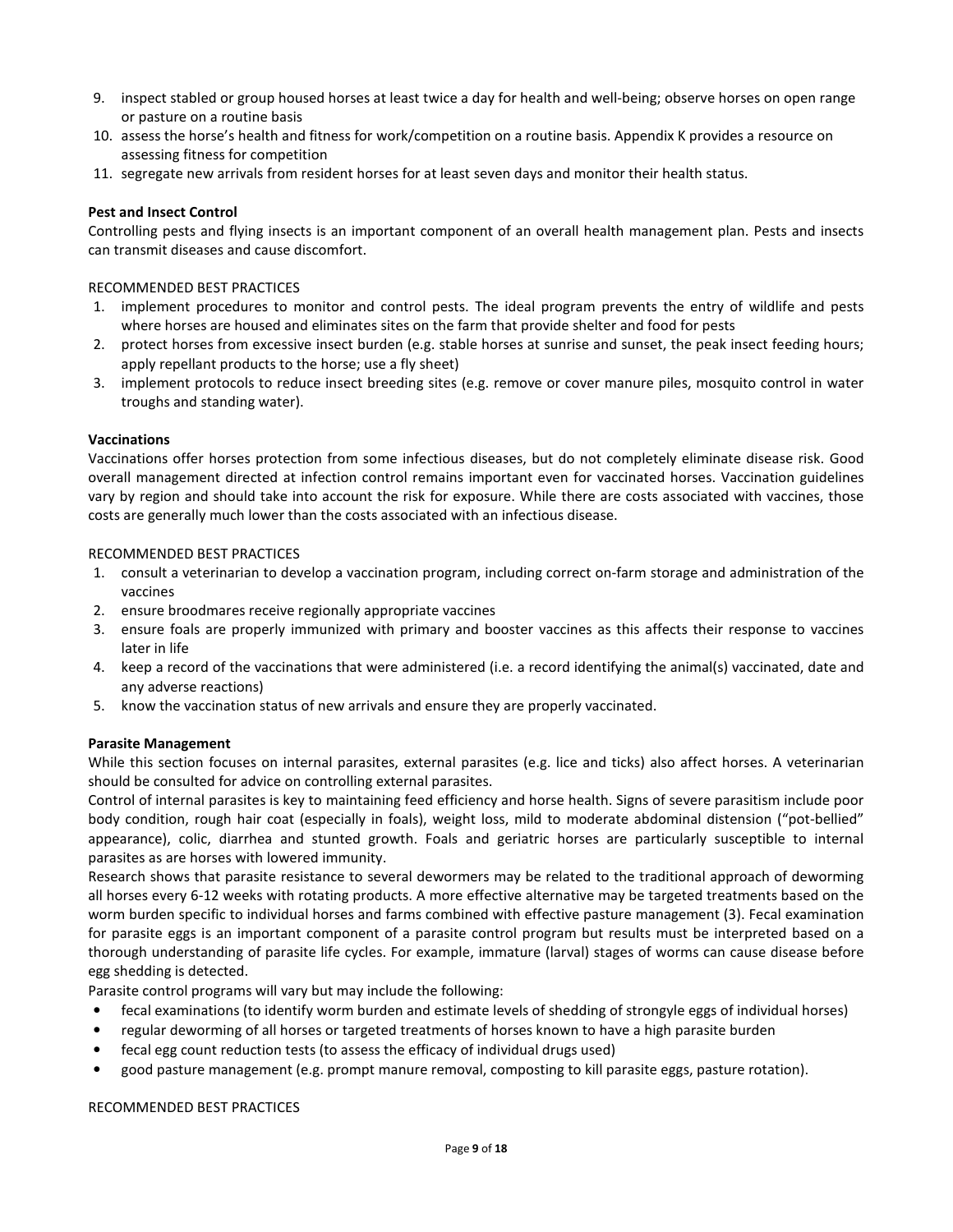9. inspect stabled or group housed horses at least twice a day for health and well-being; observe horses on open range or pasture on a routine basis
10. assess the horse's health and fitness for work/competition on a routine basis. Appendix K provides a resource on assessing fitness for competition
11. segregate new arrivals from resident horses for at least seven days and monitor their health status.

**Pest and Insect Control**

Controlling pests and flying insects is an important component of an overall health management plan. Pests and insects can transmit diseases and cause discomfort.

RECOMMENDED BEST PRACTICES

1. implement procedures to monitor and control pests. The ideal program prevents the entry of wildlife and pests where horses are housed and eliminates sites on the farm that provide shelter and food for pests
2. protect horses from excessive insect burden (e.g. stable horses at sunrise and sunset, the peak insect feeding hours; apply repellant products to the horse; use a fly sheet)
3. implement protocols to reduce insect breeding sites (e.g. remove or cover manure piles, mosquito control in water troughs and standing water).

**Vaccinations**

Vaccinations offer horses protection from some infectious diseases, but do not completely eliminate disease risk. Good overall management directed at infection control remains important even for vaccinated horses. Vaccination guidelines vary by region and should take into account the risk for exposure. While there are costs associated with vaccines, those costs are generally much lower than the costs associated with an infectious disease.

RECOMMENDED BEST PRACTICES

1. consult a veterinarian to develop a vaccination program, including correct on-farm storage and administration of the vaccines
2. ensure broodmares receive regionally appropriate vaccines
3. ensure foals are properly immunized with primary and booster vaccines as this affects their response to vaccines later in life
4. keep a record of the vaccinations that were administered (i.e. a record identifying the animal(s) vaccinated, date and any adverse reactions)
5. know the vaccination status of new arrivals and ensure they are properly vaccinated.

**Parasite Management**

While this section focuses on internal parasites, external parasites (e.g. lice and ticks) also affect horses. A veterinarian should be consulted for advice on controlling external parasites.

Control of internal parasites is key to maintaining feed efficiency and horse health. Signs of severe parasitism include poor body condition, rough hair coat (especially in foals), weight loss, mild to moderate abdominal distension ("pot-bellied" appearance), colic, diarrhea and stunted growth. Foals and geriatric horses are particularly susceptible to internal parasites as are horses with lowered immunity.

Research shows that parasite resistance to several dewormers may be related to the traditional approach of deworming all horses every 6-12 weeks with rotating products. A more effective alternative may be targeted treatments based on the worm burden specific to individual horses and farms combined with effective pasture management (3). Fecal examination for parasite eggs is an important component of a parasite control program but results must be interpreted based on a thorough understanding of parasite life cycles. For example, immature (larval) stages of worms can cause disease before egg shedding is detected.

Parasite control programs will vary but may include the following:

- fecal examinations (to identify worm burden and estimate levels of shedding of strongyle eggs of individual horses)
- regular deworming of all horses or targeted treatments of horses known to have a high parasite burden
- fecal egg count reduction tests (to assess the efficacy of individual drugs used)
- good pasture management (e.g. prompt manure removal, composting to kill parasite eggs, pasture rotation).

RECOMMENDED BEST PRACTICES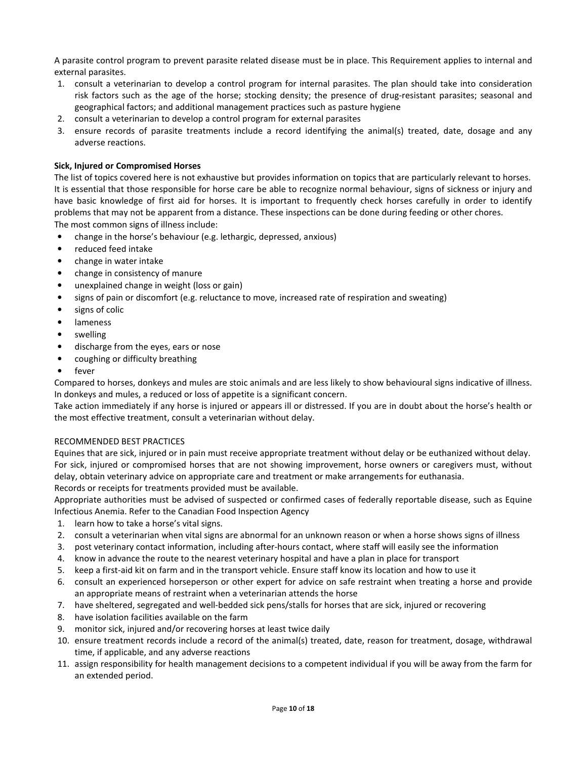A parasite control program to prevent parasite related disease must be in place. This Requirement applies to internal and external parasites.

1. consult a veterinarian to develop a control program for internal parasites. The plan should take into consideration risk factors such as the age of the horse; stocking density; the presence of drug-resistant parasites; seasonal and geographical factors; and additional management practices such as pasture hygiene
2. consult a veterinarian to develop a control program for external parasites
3. ensure records of parasite treatments include a record identifying the animal(s) treated, date, dosage and any adverse reactions.

**Sick, Injured or Compromised Horses**

The list of topics covered here is not exhaustive but provides information on topics that are particularly relevant to horses. It is essential that those responsible for horse care be able to recognize normal behaviour, signs of sickness or injury and have basic knowledge of first aid for horses. It is important to frequently check horses carefully in order to identify problems that may not be apparent from a distance. These inspections can be done during feeding or other chores.

The most common signs of illness include:

- change in the horse's behaviour (e.g. lethargic, depressed, anxious)
- reduced feed intake
- change in water intake
- change in consistency of manure
- unexplained change in weight (loss or gain)
- signs of pain or discomfort (e.g. reluctance to move, increased rate of respiration and sweating)
- signs of colic
- lameness
- swelling
- discharge from the eyes, ears or nose
- coughing or difficulty breathing
- fever

Compared to horses, donkeys and mules are stoic animals and are less likely to show behavioural signs indicative of illness. In donkeys and mules, a reduced or loss of appetite is a significant concern.

Take action immediately if any horse is injured or appears ill or distressed. If you are in doubt about the horse's health or the most effective treatment, consult a veterinarian without delay.

RECOMMENDED BEST PRACTICES

Equines that are sick, injured or in pain must receive appropriate treatment without delay or be euthanized without delay. For sick, injured or compromised horses that are not showing improvement, horse owners or caregivers must, without delay, obtain veterinary advice on appropriate care and treatment or make arrangements for euthanasia.

Records or receipts for treatments provided must be available.

Appropriate authorities must be advised of suspected or confirmed cases of federally reportable disease, such as Equine Infectious Anemia. Refer to the Canadian Food Inspection Agency

1. learn how to take a horse's vital signs.
2. consult a veterinarian when vital signs are abnormal for an unknown reason or when a horse shows signs of illness
3. post veterinary contact information, including after-hours contact, where staff will easily see the information
4. know in advance the route to the nearest veterinary hospital and have a plan in place for transport
5. keep a first-aid kit on farm and in the transport vehicle. Ensure staff know its location and how to use it
6. consult an experienced horseperson or other expert for advice on safe restraint when treating a horse and provide an appropriate means of restraint when a veterinarian attends the horse
7. have sheltered, segregated and well-bedded sick pens/stalls for horses that are sick, injured or recovering
8. have isolation facilities available on the farm
9. monitor sick, injured and/or recovering horses at least twice daily
10. ensure treatment records include a record of the animal(s) treated, date, reason for treatment, dosage, withdrawal time, if applicable, and any adverse reactions
11. assign responsibility for health management decisions to a competent individual if you will be away from the farm for an extended period.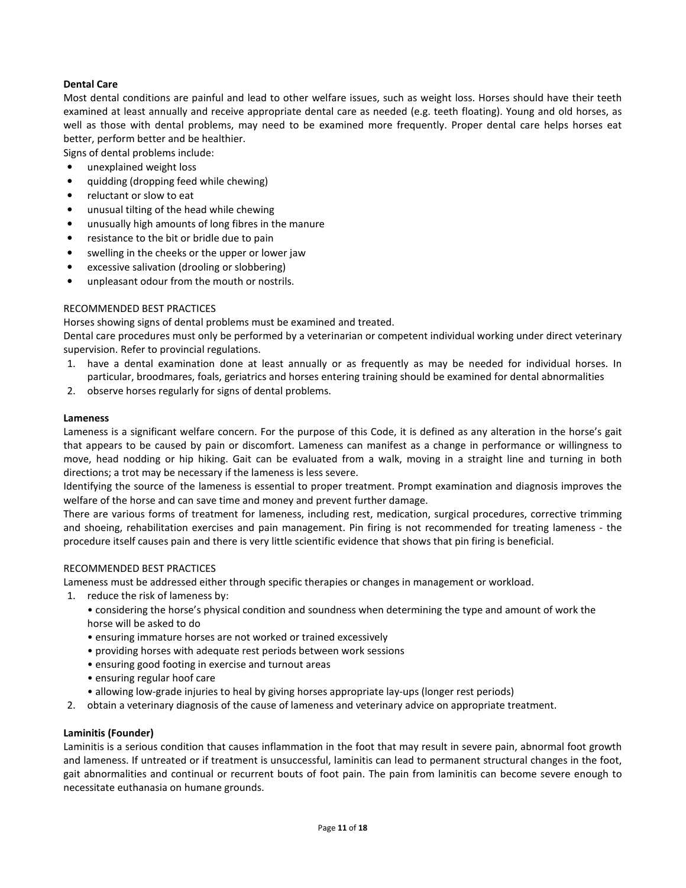**Dental Care**

Most dental conditions are painful and lead to other welfare issues, such as weight loss. Horses should have their teeth examined at least annually and receive appropriate dental care as needed (e.g. teeth floating). Young and old horses, as well as those with dental problems, may need to be examined more frequently. Proper dental care helps horses eat better, perform better and be healthier.

Signs of dental problems include:

- unexplained weight loss
- quidding (dropping feed while chewing)
- reluctant or slow to eat
- unusual tilting of the head while chewing
- unusually high amounts of long fibres in the manure
- resistance to the bit or bridle due to pain
- swelling in the cheeks or the upper or lower jaw
- excessive salivation (drooling or slobbering)
- unpleasant odour from the mouth or nostrils.

RECOMMENDED BEST PRACTICES

Horses showing signs of dental problems must be examined and treated.

Dental care procedures must only be performed by a veterinarian or competent individual working under direct veterinary supervision. Refer to provincial regulations.

1. have a dental examination done at least annually or as frequently as may be needed for individual horses. In particular, broodmares, foals, geriatrics and horses entering training should be examined for dental abnormalities
2. observe horses regularly for signs of dental problems.

**Lameness**

Lameness is a significant welfare concern. For the purpose of this Code, it is defined as any alteration in the horse's gait that appears to be caused by pain or discomfort. Lameness can manifest as a change in performance or willingness to move, head nodding or hip hiking. Gait can be evaluated from a walk, moving in a straight line and turning in both directions; a trot may be necessary if the lameness is less severe.

Identifying the source of the lameness is essential to proper treatment. Prompt examination and diagnosis improves the welfare of the horse and can save time and money and prevent further damage.

There are various forms of treatment for lameness, including rest, medication, surgical procedures, corrective trimming and shoeing, rehabilitation exercises and pain management. Pin firing is not recommended for treating lameness - the procedure itself causes pain and there is very little scientific evidence that shows that pin firing is beneficial.

RECOMMENDED BEST PRACTICES

Lameness must be addressed either through specific therapies or changes in management or workload.

1. reduce the risk of lameness by:
   - considering the horse's physical condition and soundness when determining the type and amount of work the horse will be asked to do
   - ensuring immature horses are not worked or trained excessively
   - providing horses with adequate rest periods between work sessions
   - ensuring good footing in exercise and turnout areas
   - ensuring regular hoof care
   - allowing low-grade injuries to heal by giving horses appropriate lay-ups (longer rest periods)
2. obtain a veterinary diagnosis of the cause of lameness and veterinary advice on appropriate treatment.

**Laminitis (Founder)**

Laminitis is a serious condition that causes inflammation in the foot that may result in severe pain, abnormal foot growth and lameness. If untreated or if treatment is unsuccessful, laminitis can lead to permanent structural changes in the foot, gait abnormalities and continual or recurrent bouts of foot pain. The pain from laminitis can become severe enough to necessitate euthanasia on humane grounds.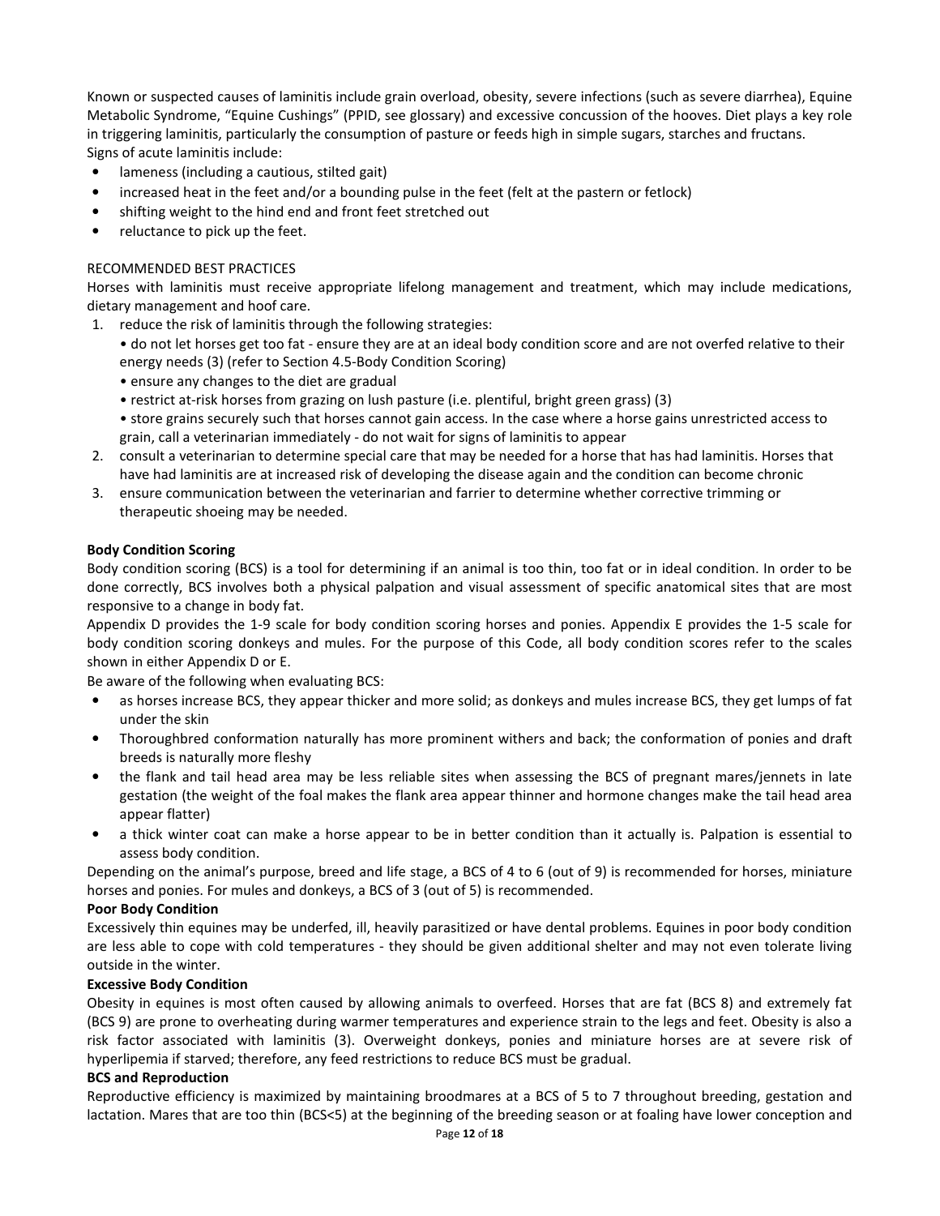Known or suspected causes of laminitis include grain overload, obesity, severe infections (such as severe diarrhea), Equine Metabolic Syndrome, "Equine Cushings" (PPID, see glossary) and excessive concussion of the hooves. Diet plays a key role in triggering laminitis, particularly the consumption of pasture or feeds high in simple sugars, starches and fructans.
Signs of acute laminitis include:

- lameness (including a cautious, stilted gait)
- increased heat in the feet and/or a bounding pulse in the feet (felt at the pastern or fetlock)
- shifting weight to the hind end and front feet stretched out
- reluctance to pick up the feet.

RECOMMENDED BEST PRACTICES

Horses with laminitis must receive appropriate lifelong management and treatment, which may include medications, dietary management and hoof care.

1. reduce the risk of laminitis through the following strategies:
   - do not let horses get too fat - ensure they are at an ideal body condition score and are not overfed relative to their energy needs (3) (refer to Section 4.5-Body Condition Scoring)
   - ensure any changes to the diet are gradual
   - restrict at-risk horses from grazing on lush pasture (i.e. plentiful, bright green grass) (3)
   - store grains securely such that horses cannot gain access. In the case where a horse gains unrestricted access to grain, call a veterinarian immediately - do not wait for signs of laminitis to appear
2. consult a veterinarian to determine special care that may be needed for a horse that has had laminitis. Horses that have had laminitis are at increased risk of developing the disease again and the condition can become chronic
3. ensure communication between the veterinarian and farrier to determine whether corrective trimming or therapeutic shoeing may be needed.

**Body Condition Scoring**

Body condition scoring (BCS) is a tool for determining if an animal is too thin, too fat or in ideal condition. In order to be done correctly, BCS involves both a physical palpation and visual assessment of specific anatomical sites that are most responsive to a change in body fat.

Appendix D provides the 1-9 scale for body condition scoring horses and ponies. Appendix E provides the 1-5 scale for body condition scoring donkeys and mules. For the purpose of this Code, all body condition scores refer to the scales shown in either Appendix D or E.

Be aware of the following when evaluating BCS:

- as horses increase BCS, they appear thicker and more solid; as donkeys and mules increase BCS, they get lumps of fat under the skin
- Thoroughbred conformation naturally has more prominent withers and back; the conformation of ponies and draft breeds is naturally more fleshy
- the flank and tail head area may be less reliable sites when assessing the BCS of pregnant mares/jennets in late gestation (the weight of the foal makes the flank area appear thinner and hormone changes make the tail head area appear flatter)
- a thick winter coat can make a horse appear to be in better condition than it actually is. Palpation is essential to assess body condition.

Depending on the animal's purpose, breed and life stage, a BCS of 4 to 6 (out of 9) is recommended for horses, miniature horses and ponies. For mules and donkeys, a BCS of 3 (out of 5) is recommended.

**Poor Body Condition**

Excessively thin equines may be underfed, ill, heavily parasitized or have dental problems. Equines in poor body condition are less able to cope with cold temperatures - they should be given additional shelter and may not even tolerate living outside in the winter.

**Excessive Body Condition**

Obesity in equines is most often caused by allowing animals to overfeed. Horses that are fat (BCS 8) and extremely fat (BCS 9) are prone to overheating during warmer temperatures and experience strain to the legs and feet. Obesity is also a risk factor associated with laminitis (3). Overweight donkeys, ponies and miniature horses are at severe risk of hyperlipemia if starved; therefore, any feed restrictions to reduce BCS must be gradual.

**BCS and Reproduction**

Reproductive efficiency is maximized by maintaining broodmares at a BCS of 5 to 7 throughout breeding, gestation and lactation. Mares that are too thin (BCS<5) at the beginning of the breeding season or at foaling have lower conception and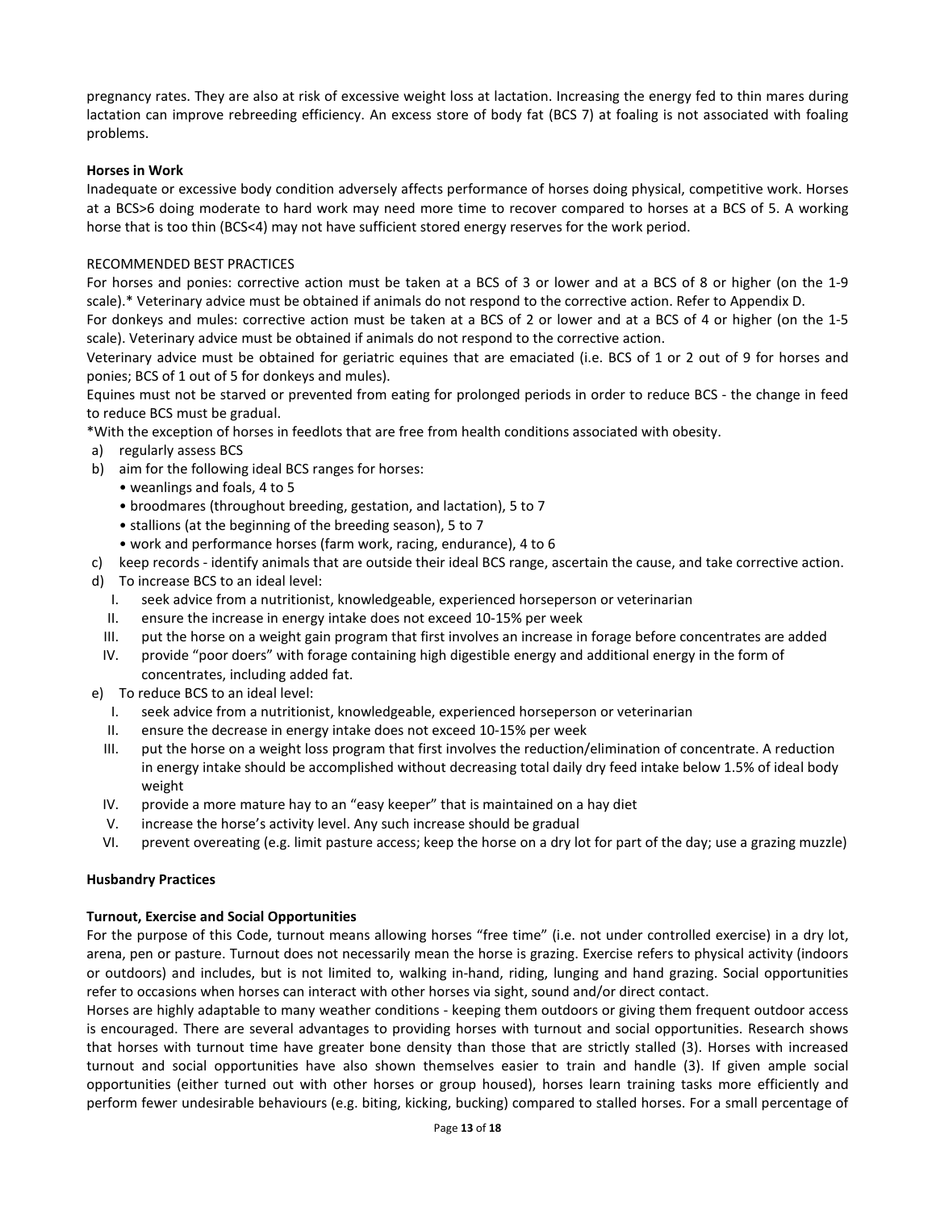pregnancy rates. They are also at risk of excessive weight loss at lactation. Increasing the energy fed to thin mares during lactation can improve rebreeding efficiency. An excess store of body fat (BCS 7) at foaling is not associated with foaling problems.

**Horses in Work**

Inadequate or excessive body condition adversely affects performance of horses doing physical, competitive work. Horses at a BCS>6 doing moderate to hard work may need more time to recover compared to horses at a BCS of 5. A working horse that is too thin (BCS<4) may not have sufficient stored energy reserves for the work period.

RECOMMENDED BEST PRACTICES

For horses and ponies: corrective action must be taken at a BCS of 3 or lower and at a BCS of 8 or higher (on the 1-9 scale).* Veterinary advice must be obtained if animals do not respond to the corrective action. Refer to Appendix D.

For donkeys and mules: corrective action must be taken at a BCS of 2 or lower and at a BCS of 4 or higher (on the 1-5 scale). Veterinary advice must be obtained if animals do not respond to the corrective action.

Veterinary advice must be obtained for geriatric equines that are emaciated (i.e. BCS of 1 or 2 out of 9 for horses and ponies; BCS of 1 out of 5 for donkeys and mules).

Equines must not be starved or prevented from eating for prolonged periods in order to reduce BCS - the change in feed to reduce BCS must be gradual.

*With the exception of horses in feedlots that are free from health conditions associated with obesity.

a) regularly assess BCS
b) aim for the following ideal BCS ranges for horses:
   - weanlings and foals, 4 to 5
   - broodmares (throughout breeding, gestation, and lactation), 5 to 7
   - stallions (at the beginning of the breeding season), 5 to 7
   - work and performance horses (farm work, racing, endurance), 4 to 6
c) keep records - identify animals that are outside their ideal BCS range, ascertain the cause, and take corrective action.
d) To increase BCS to an ideal level:
   I. seek advice from a nutritionist, knowledgeable, experienced horseperson or veterinarian
   II. ensure the increase in energy intake does not exceed 10-15% per week
   III. put the horse on a weight gain program that first involves an increase in forage before concentrates are added
   IV. provide "poor doers" with forage containing high digestible energy and additional energy in the form of concentrates, including added fat.
e) To reduce BCS to an ideal level:
   I. seek advice from a nutritionist, knowledgeable, experienced horseperson or veterinarian
   II. ensure the decrease in energy intake does not exceed 10-15% per week
   III. put the horse on a weight loss program that first involves the reduction/elimination of concentrate. A reduction in energy intake should be accomplished without decreasing total daily dry feed intake below 1.5% of ideal body weight
   IV. provide a more mature hay to an "easy keeper" that is maintained on a hay diet
   V. increase the horse's activity level. Any such increase should be gradual
   VI. prevent overeating (e.g. limit pasture access; keep the horse on a dry lot for part of the day; use a grazing muzzle)

**Husbandry Practices**

**Turnout, Exercise and Social Opportunities**

For the purpose of this Code, turnout means allowing horses "free time" (i.e. not under controlled exercise) in a dry lot, arena, pen or pasture. Turnout does not necessarily mean the horse is grazing. Exercise refers to physical activity (indoors or outdoors) and includes, but is not limited to, walking in-hand, riding, lunging and hand grazing. Social opportunities refer to occasions when horses can interact with other horses via sight, sound and/or direct contact.

Horses are highly adaptable to many weather conditions - keeping them outdoors or giving them frequent outdoor access is encouraged. There are several advantages to providing horses with turnout and social opportunities. Research shows that horses with turnout time have greater bone density than those that are strictly stalled (3). Horses with increased turnout and social opportunities have also shown themselves easier to train and handle (3). If given ample social opportunities (either turned out with other horses or group housed), horses learn training tasks more efficiently and perform fewer undesirable behaviours (e.g. biting, kicking, bucking) compared to stalled horses. For a small percentage of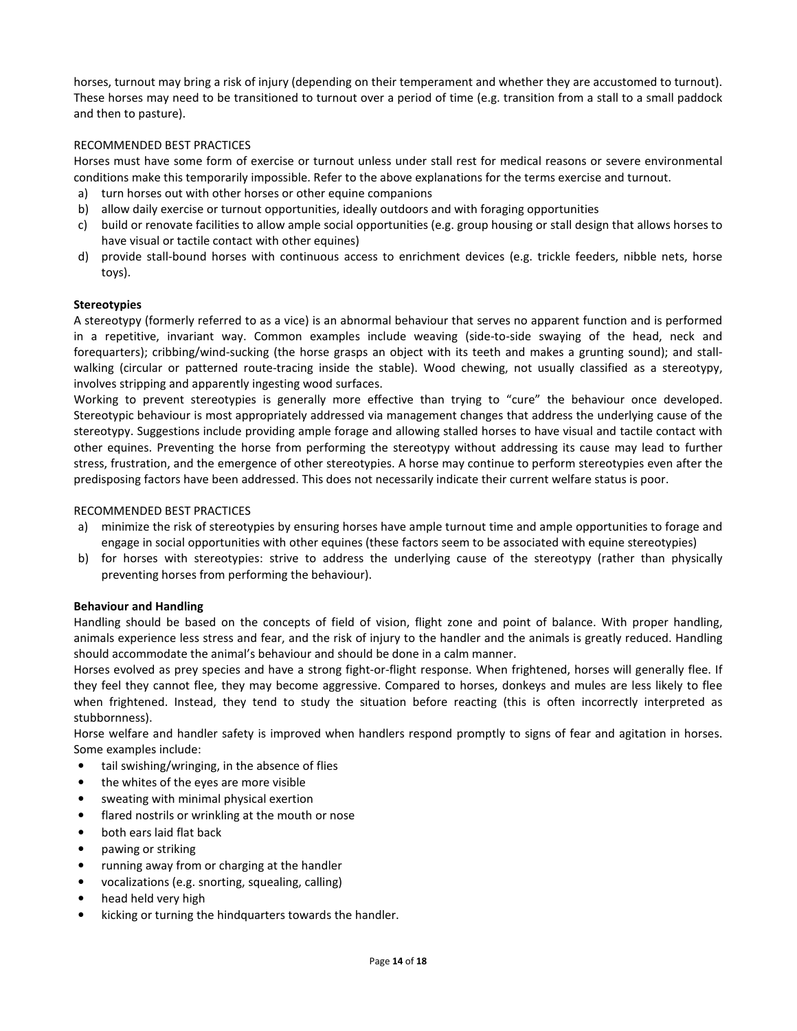horses, turnout may bring a risk of injury (depending on their temperament and whether they are accustomed to turnout). These horses may need to be transitioned to turnout over a period of time (e.g. transition from a stall to a small paddock and then to pasture).

RECOMMENDED BEST PRACTICES

Horses must have some form of exercise or turnout unless under stall rest for medical reasons or severe environmental conditions make this temporarily impossible. Refer to the above explanations for the terms exercise and turnout.

a) turn horses out with other horses or other equine companions
b) allow daily exercise or turnout opportunities, ideally outdoors and with foraging opportunities
c) build or renovate facilities to allow ample social opportunities (e.g. group housing or stall design that allows horses to have visual or tactile contact with other equines)
d) provide stall-bound horses with continuous access to enrichment devices (e.g. trickle feeders, nibble nets, horse toys).

**Stereotypies**

A stereotypy (formerly referred to as a vice) is an abnormal behaviour that serves no apparent function and is performed in a repetitive, invariant way. Common examples include weaving (side-to-side swaying of the head, neck and forequarters); cribbing/wind-sucking (the horse grasps an object with its teeth and makes a grunting sound); and stall-walking (circular or patterned route-tracing inside the stable). Wood chewing, not usually classified as a stereotypy, involves stripping and apparently ingesting wood surfaces.

Working to prevent stereotypies is generally more effective than trying to "cure" the behaviour once developed. Stereotypic behaviour is most appropriately addressed via management changes that address the underlying cause of the stereotypy. Suggestions include providing ample forage and allowing stalled horses to have visual and tactile contact with other equines. Preventing the horse from performing the stereotypy without addressing its cause may lead to further stress, frustration, and the emergence of other stereotypies. A horse may continue to perform stereotypies even after the predisposing factors have been addressed. This does not necessarily indicate their current welfare status is poor.

RECOMMENDED BEST PRACTICES

a) minimize the risk of stereotypies by ensuring horses have ample turnout time and ample opportunities to forage and engage in social opportunities with other equines (these factors seem to be associated with equine stereotypies)
b) for horses with stereotypies: strive to address the underlying cause of the stereotypy (rather than physically preventing horses from performing the behaviour).

**Behaviour and Handling**

Handling should be based on the concepts of field of vision, flight zone and point of balance. With proper handling, animals experience less stress and fear, and the risk of injury to the handler and the animals is greatly reduced. Handling should accommodate the animal's behaviour and should be done in a calm manner.

Horses evolved as prey species and have a strong fight-or-flight response. When frightened, horses will generally flee. If they feel they cannot flee, they may become aggressive. Compared to horses, donkeys and mules are less likely to flee when frightened. Instead, they tend to study the situation before reacting (this is often incorrectly interpreted as stubbornness).

Horse welfare and handler safety is improved when handlers respond promptly to signs of fear and agitation in horses. Some examples include:

- tail swishing/wringing, in the absence of flies
- the whites of the eyes are more visible
- sweating with minimal physical exertion
- flared nostrils or wrinkling at the mouth or nose
- both ears laid flat back
- pawing or striking
- running away from or charging at the handler
- vocalizations (e.g. snorting, squealing, calling)
- head held very high
- kicking or turning the hindquarters towards the handler.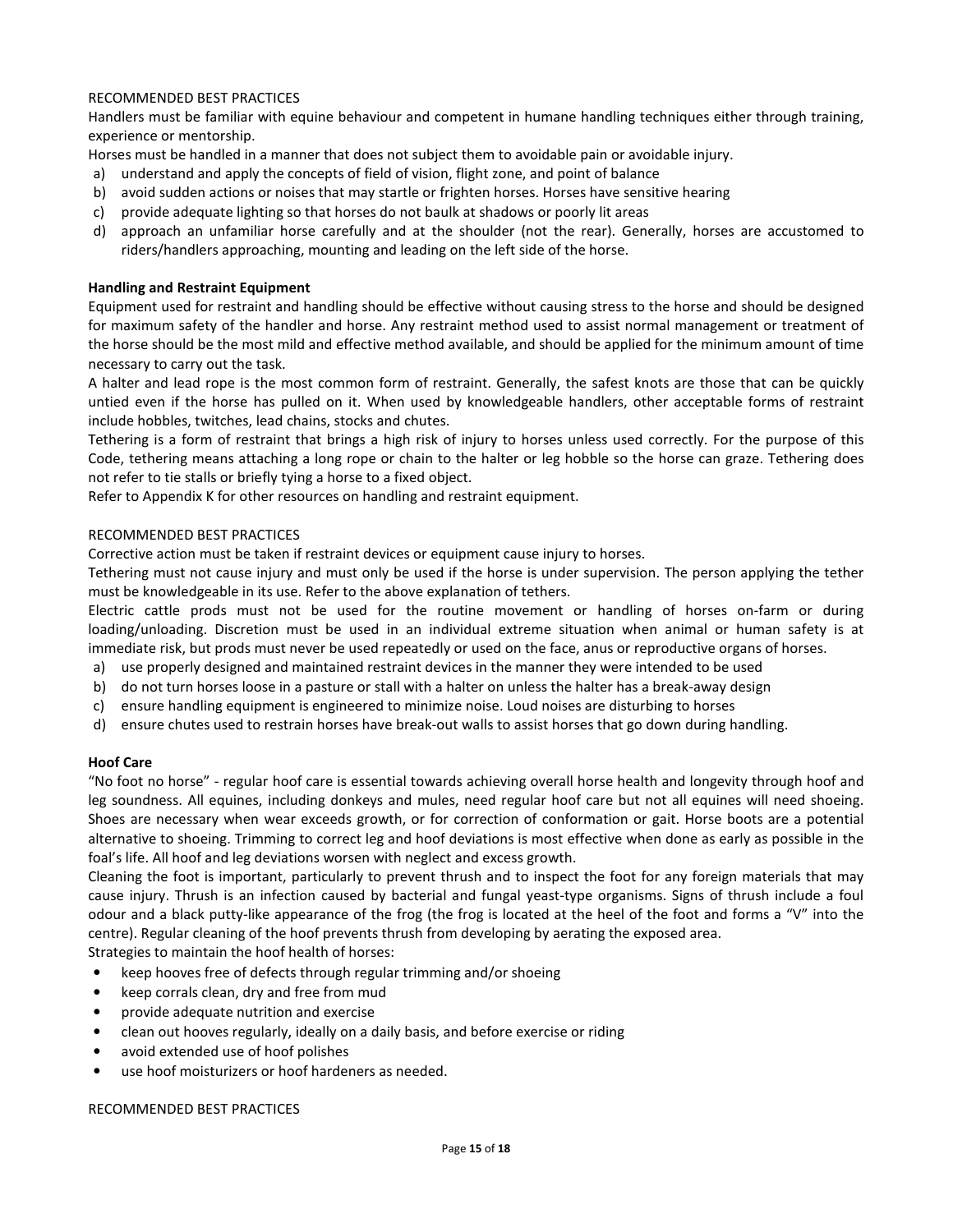RECOMMENDED BEST PRACTICES

Handlers must be familiar with equine behaviour and competent in humane handling techniques either through training, experience or mentorship.

Horses must be handled in a manner that does not subject them to avoidable pain or avoidable injury.

a) understand and apply the concepts of field of vision, flight zone, and point of balance
b) avoid sudden actions or noises that may startle or frighten horses. Horses have sensitive hearing
c) provide adequate lighting so that horses do not baulk at shadows or poorly lit areas
d) approach an unfamiliar horse carefully and at the shoulder (not the rear). Generally, horses are accustomed to riders/handlers approaching, mounting and leading on the left side of the horse.

**Handling and Restraint Equipment**

Equipment used for restraint and handling should be effective without causing stress to the horse and should be designed for maximum safety of the handler and horse. Any restraint method used to assist normal management or treatment of the horse should be the most mild and effective method available, and should be applied for the minimum amount of time necessary to carry out the task.

A halter and lead rope is the most common form of restraint. Generally, the safest knots are those that can be quickly untied even if the horse has pulled on it. When used by knowledgeable handlers, other acceptable forms of restraint include hobbles, twitches, lead chains, stocks and chutes.

Tethering is a form of restraint that brings a high risk of injury to horses unless used correctly. For the purpose of this Code, tethering means attaching a long rope or chain to the halter or leg hobble so the horse can graze. Tethering does not refer to tie stalls or briefly tying a horse to a fixed object.

Refer to Appendix K for other resources on handling and restraint equipment.

RECOMMENDED BEST PRACTICES

Corrective action must be taken if restraint devices or equipment cause injury to horses.

Tethering must not cause injury and must only be used if the horse is under supervision. The person applying the tether must be knowledgeable in its use. Refer to the above explanation of tethers.

Electric cattle prods must not be used for the routine movement or handling of horses on-farm or during loading/unloading. Discretion must be used in an individual extreme situation when animal or human safety is at immediate risk, but prods must never be used repeatedly or used on the face, anus or reproductive organs of horses.

a) use properly designed and maintained restraint devices in the manner they were intended to be used
b) do not turn horses loose in a pasture or stall with a halter on unless the halter has a break-away design
c) ensure handling equipment is engineered to minimize noise. Loud noises are disturbing to horses
d) ensure chutes used to restrain horses have break-out walls to assist horses that go down during handling.

**Hoof Care**

"No foot no horse" - regular hoof care is essential towards achieving overall horse health and longevity through hoof and leg soundness. All equines, including donkeys and mules, need regular hoof care but not all equines will need shoeing. Shoes are necessary when wear exceeds growth, or for correction of conformation or gait. Horse boots are a potential alternative to shoeing. Trimming to correct leg and hoof deviations is most effective when done as early as possible in the foal's life. All hoof and leg deviations worsen with neglect and excess growth.

Cleaning the foot is important, particularly to prevent thrush and to inspect the foot for any foreign materials that may cause injury. Thrush is an infection caused by bacterial and fungal yeast-type organisms. Signs of thrush include a foul odour and a black putty-like appearance of the frog (the frog is located at the heel of the foot and forms a "V" into the centre). Regular cleaning of the hoof prevents thrush from developing by aerating the exposed area.

Strategies to maintain the hoof health of horses:

- keep hooves free of defects through regular trimming and/or shoeing
- keep corrals clean, dry and free from mud
- provide adequate nutrition and exercise
- clean out hooves regularly, ideally on a daily basis, and before exercise or riding
- avoid extended use of hoof polishes
- use hoof moisturizers or hoof hardeners as needed.

RECOMMENDED BEST PRACTICES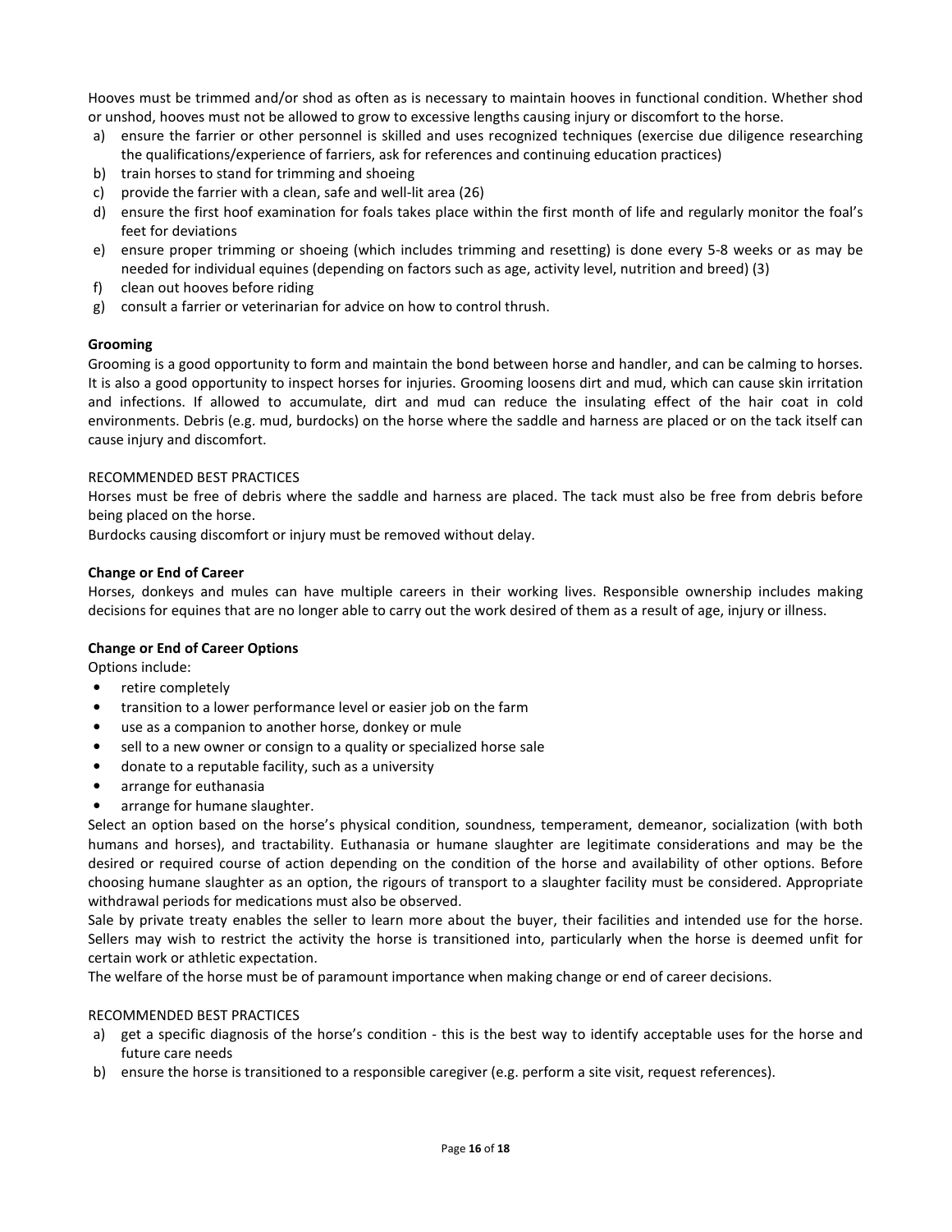Hooves must be trimmed and/or shod as often as is necessary to maintain hooves in functional condition. Whether shod or unshod, hooves must not be allowed to grow to excessive lengths causing injury or discomfort to the horse.

a) ensure the farrier or other personnel is skilled and uses recognized techniques (exercise due diligence researching the qualifications/experience of farriers, ask for references and continuing education practices)
b) train horses to stand for trimming and shoeing
c) provide the farrier with a clean, safe and well-lit area (26)
d) ensure the first hoof examination for foals takes place within the first month of life and regularly monitor the foal's feet for deviations
e) ensure proper trimming or shoeing (which includes trimming and resetting) is done every 5-8 weeks or as may be needed for individual equines (depending on factors such as age, activity level, nutrition and breed) (3)
f) clean out hooves before riding
g) consult a farrier or veterinarian for advice on how to control thrush.

**Grooming**

Grooming is a good opportunity to form and maintain the bond between horse and handler, and can be calming to horses. It is also a good opportunity to inspect horses for injuries. Grooming loosens dirt and mud, which can cause skin irritation and infections. If allowed to accumulate, dirt and mud can reduce the insulating effect of the hair coat in cold environments. Debris (e.g. mud, burdocks) on the horse where the saddle and harness are placed or on the tack itself can cause injury and discomfort.

RECOMMENDED BEST PRACTICES

Horses must be free of debris where the saddle and harness are placed. The tack must also be free from debris before being placed on the horse.

Burdocks causing discomfort or injury must be removed without delay.

**Change or End of Career**

Horses, donkeys and mules can have multiple careers in their working lives. Responsible ownership includes making decisions for equines that are no longer able to carry out the work desired of them as a result of age, injury or illness.

**Change or End of Career Options**

Options include:

- retire completely
- transition to a lower performance level or easier job on the farm
- use as a companion to another horse, donkey or mule
- sell to a new owner or consign to a quality or specialized horse sale
- donate to a reputable facility, such as a university
- arrange for euthanasia
- arrange for humane slaughter.

Select an option based on the horse's physical condition, soundness, temperament, demeanor, socialization (with both humans and horses), and tractability. Euthanasia or humane slaughter are legitimate considerations and may be the desired or required course of action depending on the condition of the horse and availability of other options. Before choosing humane slaughter as an option, the rigours of transport to a slaughter facility must be considered. Appropriate withdrawal periods for medications must also be observed.

Sale by private treaty enables the seller to learn more about the buyer, their facilities and intended use for the horse. Sellers may wish to restrict the activity the horse is transitioned into, particularly when the horse is deemed unfit for certain work or athletic expectation.

The welfare of the horse must be of paramount importance when making change or end of career decisions.

RECOMMENDED BEST PRACTICES

a) get a specific diagnosis of the horse's condition - this is the best way to identify acceptable uses for the horse and future care needs
b) ensure the horse is transitioned to a responsible caregiver (e.g. perform a site visit, request references).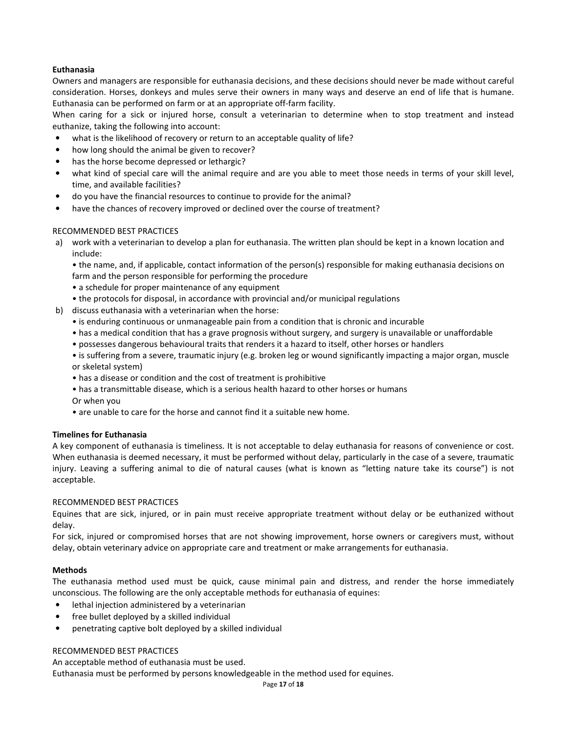**Euthanasia**

Owners and managers are responsible for euthanasia decisions, and these decisions should never be made without careful consideration. Horses, donkeys and mules serve their owners in many ways and deserve an end of life that is humane. Euthanasia can be performed on farm or at an appropriate off-farm facility.

When caring for a sick or injured horse, consult a veterinarian to determine when to stop treatment and instead euthanize, taking the following into account:

- what is the likelihood of recovery or return to an acceptable quality of life?
- how long should the animal be given to recover?
- has the horse become depressed or lethargic?
- what kind of special care will the animal require and are you able to meet those needs in terms of your skill level, time, and available facilities?
- do you have the financial resources to continue to provide for the animal?
- have the chances of recovery improved or declined over the course of treatment?

RECOMMENDED BEST PRACTICES

a) work with a veterinarian to develop a plan for euthanasia. The written plan should be kept in a known location and include:
   - the name, and, if applicable, contact information of the person(s) responsible for making euthanasia decisions on farm and the person responsible for performing the procedure
   - a schedule for proper maintenance of any equipment
   - the protocols for disposal, in accordance with provincial and/or municipal regulations

b) discuss euthanasia with a veterinarian when the horse:
   - is enduring continuous or unmanageable pain from a condition that is chronic and incurable
   - has a medical condition that has a grave prognosis without surgery, and surgery is unavailable or unaffordable
   - possesses dangerous behavioural traits that renders it a hazard to itself, other horses or handlers
   - is suffering from a severe, traumatic injury (e.g. broken leg or wound significantly impacting a major organ, muscle or skeletal system)
   - has a disease or condition and the cost of treatment is prohibitive
   - has a transmittable disease, which is a serious health hazard to other horses or humans

   Or when you

   - are unable to care for the horse and cannot find it a suitable new home.

**Timelines for Euthanasia**

A key component of euthanasia is timeliness. It is not acceptable to delay euthanasia for reasons of convenience or cost. When euthanasia is deemed necessary, it must be performed without delay, particularly in the case of a severe, traumatic injury. Leaving a suffering animal to die of natural causes (what is known as "letting nature take its course") is not acceptable.

RECOMMENDED BEST PRACTICES

Equines that are sick, injured, or in pain must receive appropriate treatment without delay or be euthanized without delay.

For sick, injured or compromised horses that are not showing improvement, horse owners or caregivers must, without delay, obtain veterinary advice on appropriate care and treatment or make arrangements for euthanasia.

**Methods**

The euthanasia method used must be quick, cause minimal pain and distress, and render the horse immediately unconscious. The following are the only acceptable methods for euthanasia of equines:

- lethal injection administered by a veterinarian
- free bullet deployed by a skilled individual
- penetrating captive bolt deployed by a skilled individual

RECOMMENDED BEST PRACTICES

An acceptable method of euthanasia must be used.

Euthanasia must be performed by persons knowledgeable in the method used for equines.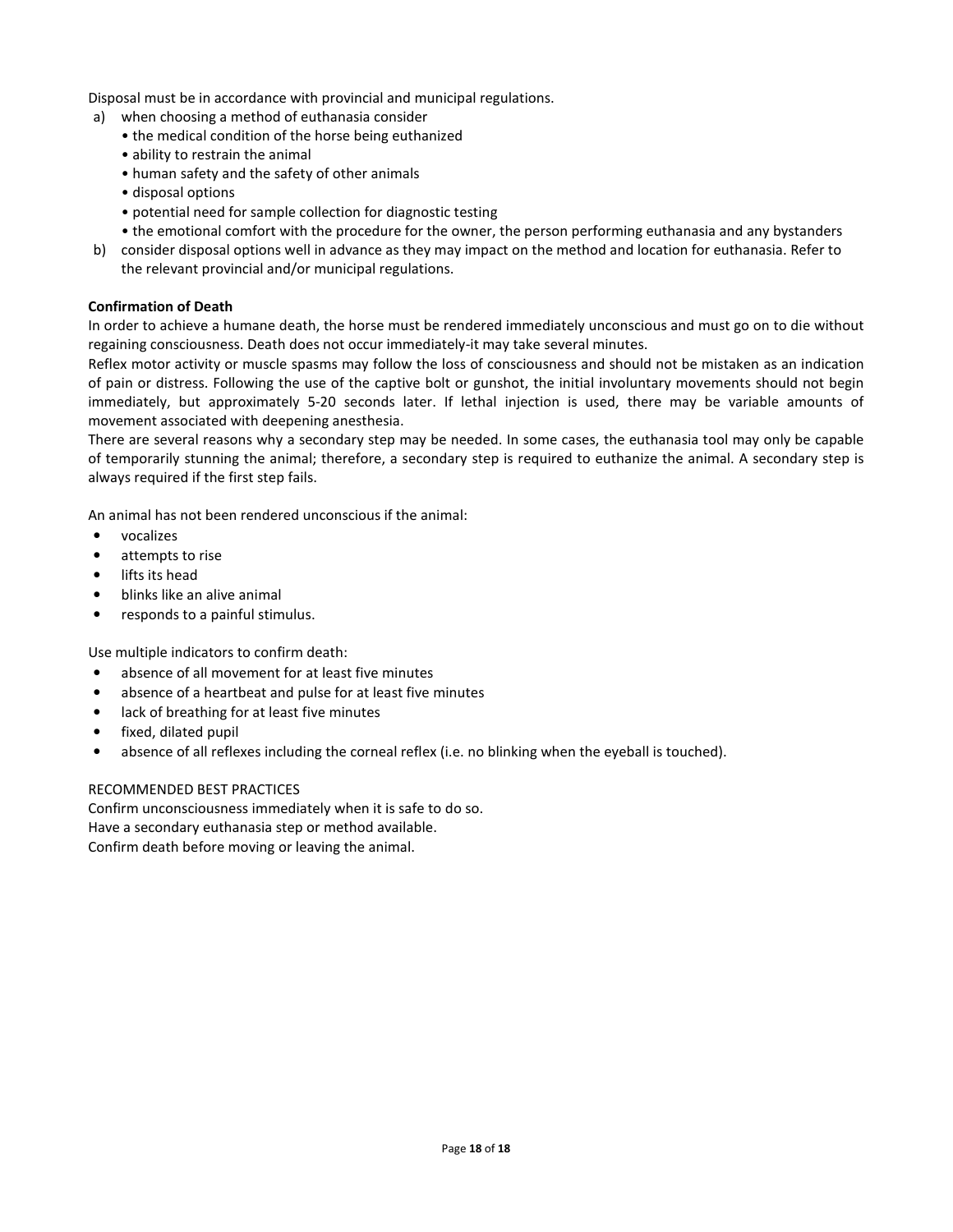Disposal must be in accordance with provincial and municipal regulations.

a) when choosing a method of euthanasia consider
   - the medical condition of the horse being euthanized
   - ability to restrain the animal
   - human safety and the safety of other animals
   - disposal options
   - potential need for sample collection for diagnostic testing
   - the emotional comfort with the procedure for the owner, the person performing euthanasia and any bystanders
b) consider disposal options well in advance as they may impact on the method and location for euthanasia. Refer to the relevant provincial and/or municipal regulations.

**Confirmation of Death**

In order to achieve a humane death, the horse must be rendered immediately unconscious and must go on to die without regaining consciousness. Death does not occur immediately-it may take several minutes.

Reflex motor activity or muscle spasms may follow the loss of consciousness and should not be mistaken as an indication of pain or distress. Following the use of the captive bolt or gunshot, the initial involuntary movements should not begin immediately, but approximately 5-20 seconds later. If lethal injection is used, there may be variable amounts of movement associated with deepening anesthesia.

There are several reasons why a secondary step may be needed. In some cases, the euthanasia tool may only be capable of temporarily stunning the animal; therefore, a secondary step is required to euthanize the animal. A secondary step is always required if the first step fails.

An animal has not been rendered unconscious if the animal:

- vocalizes
- attempts to rise
- lifts its head
- blinks like an alive animal
- responds to a painful stimulus.

Use multiple indicators to confirm death:

- absence of all movement for at least five minutes
- absence of a heartbeat and pulse for at least five minutes
- lack of breathing for at least five minutes
- fixed, dilated pupil
- absence of all reflexes including the corneal reflex (i.e. no blinking when the eyeball is touched).

RECOMMENDED BEST PRACTICES

Confirm unconsciousness immediately when it is safe to do so.

Have a secondary euthanasia step or method available.

Confirm death before moving or leaving the animal.